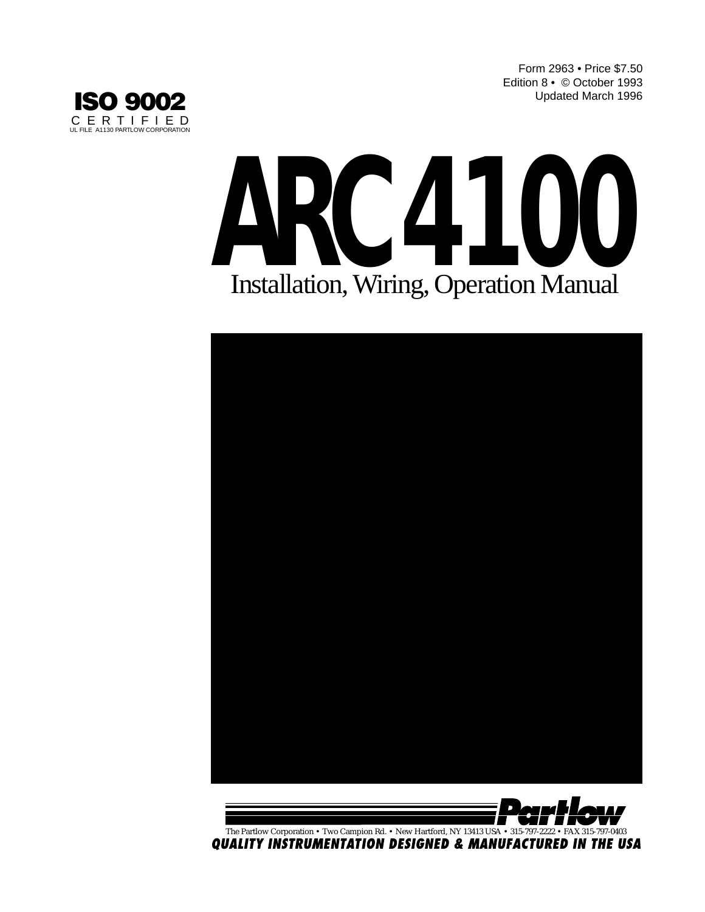Form 2963 • Price $7.50
Edition 8 • © October 1993
Updated March 1996

**ISO 9002**
CERTIFIED
UL FILE A1130 PARTLOW CORPORATION

# ARC 4100

## Installation, Wiring, Operation Manual

**Partlow**

The Partlow Corporation • Two Campion Rd. • New Hartford, NY 13413 USA • 315-797-2222 • FAX 315-797-0403

***QUALITY INSTRUMENTATION DESIGNED & MANUFACTURED IN THE USA***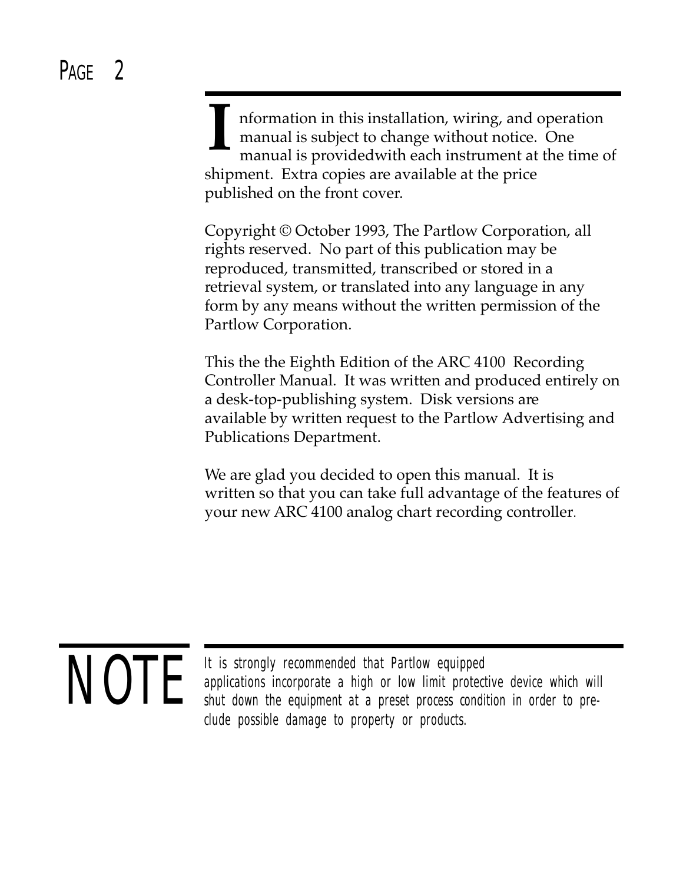Information in this installation, wiring, and operation manual is subject to change without notice. One manual is providedwith each instrument at the time of shipment. Extra copies are available at the price published on the front cover.

Copyright © October 1993, The Partlow Corporation, all rights reserved. No part of this publication may be reproduced, transmitted, transcribed or stored in a retrieval system, or translated into any language in any form by any means without the written permission of the Partlow Corporation.

This the the Eighth Edition of the ARC 4100 Recording Controller Manual. It was written and produced entirely on a desk-top-publishing system. Disk versions are available by written request to the Partlow Advertising and Publications Department.

We are glad you decided to open this manual. It is written so that you can take full advantage of the features of your new ARC 4100 analog chart recording controller.

**NOTE**

*It is strongly recommended that Partlow equipped applications incorporate a high or low limit protective device which will shut down the equipment at a preset process condition in order to preclude possible damage to property or products.*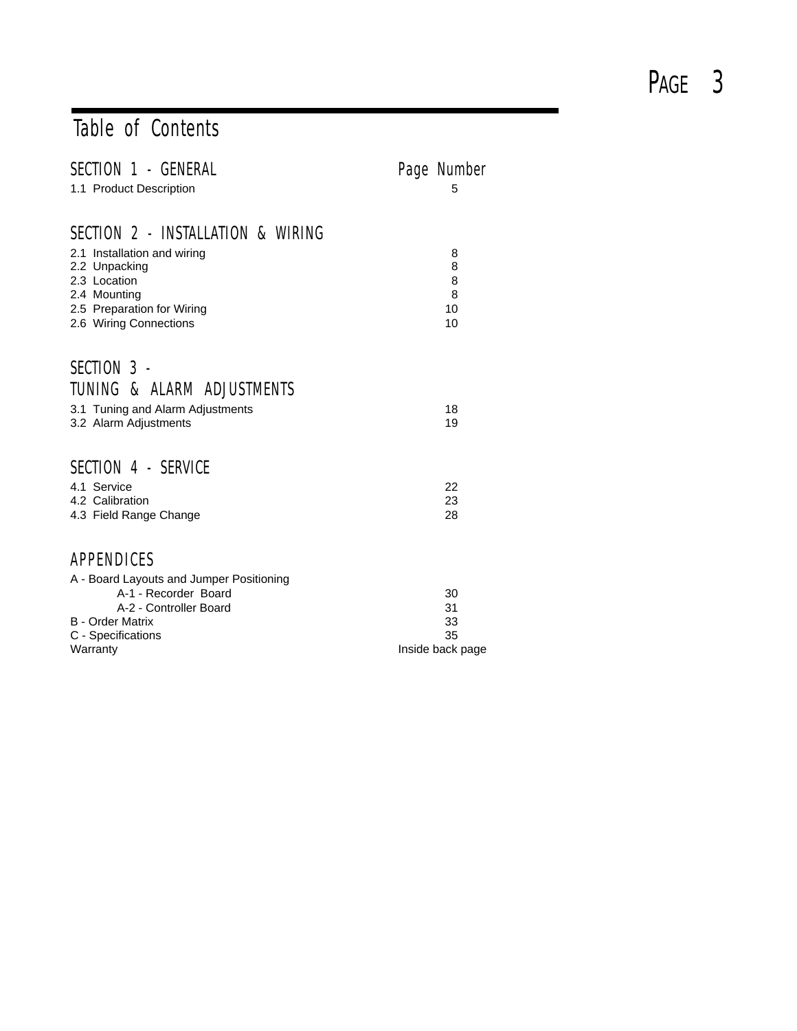# Table of Contents

| SECTION 1 - GENERAL | Page Number |
| --- | --- |
| 1.1 Product Description | 5 |
| **SECTION 2 - INSTALLATION & WIRING** | |
| 2.1 Installation and wiring | 8 |
| 2.2 Unpacking | 8 |
| 2.3 Location | 8 |
| 2.4 Mounting | 8 |
| 2.5 Preparation for Wiring | 10 |
| 2.6 Wiring Connections | 10 |
| **SECTION 3 - TUNING & ALARM ADJUSTMENTS** | |
| 3.1 Tuning and Alarm Adjustments | 18 |
| 3.2 Alarm Adjustments | 19 |
| **SECTION 4 - SERVICE** | |
| 4.1 Service | 22 |
| 4.2 Calibration | 23 |
| 4.3 Field Range Change | 28 |
| **APPENDICES** | |
| A - Board Layouts and Jumper Positioning | |
| A-1 - Recorder Board | 30 |
| A-2 - Controller Board | 31 |
| B - Order Matrix | 33 |
| C - Specifications | 35 |
| Warranty | Inside back page |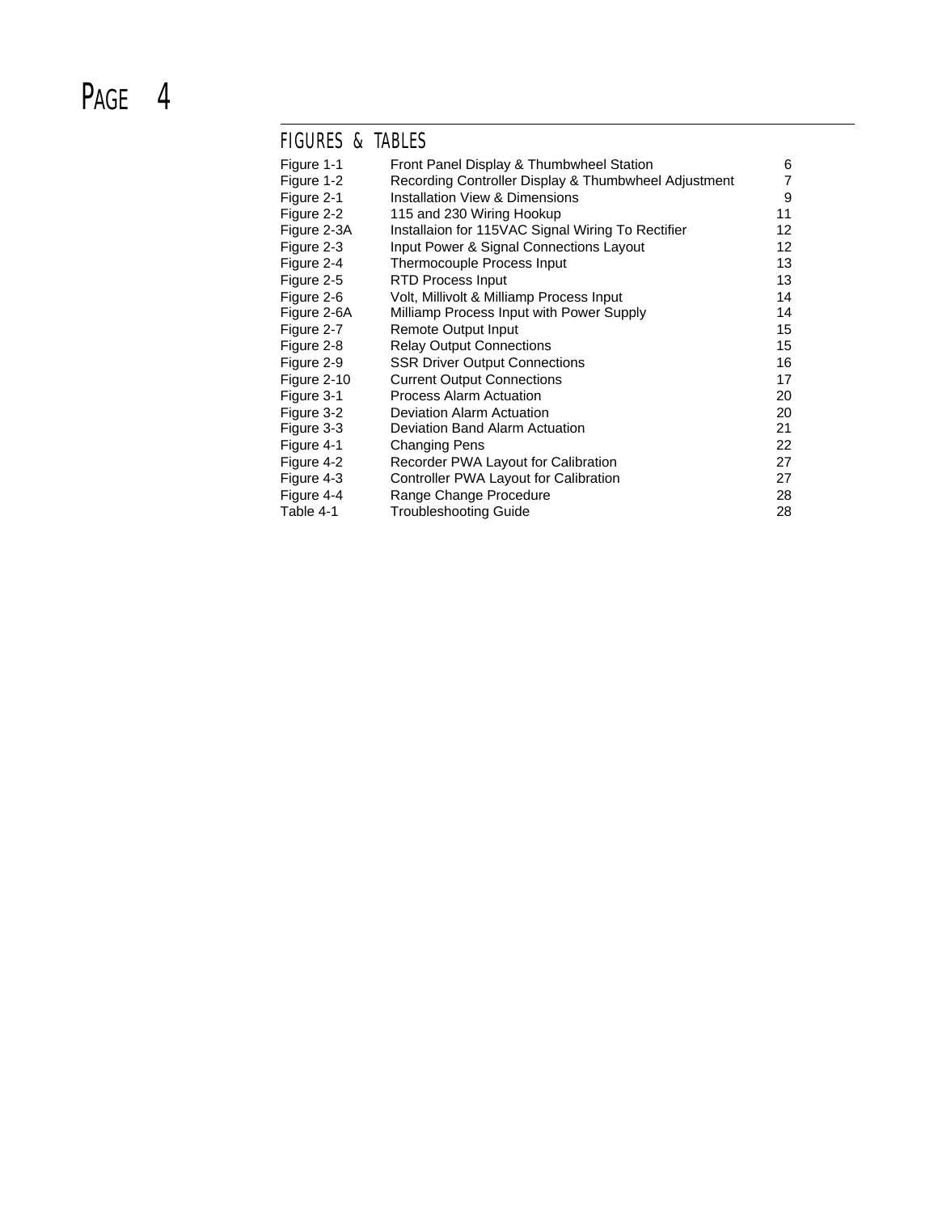## FIGURES & TABLES

| | | |
|---|---|---|
| Figure 1-1 | Front Panel Display & Thumbwheel Station | 6 |
| Figure 1-2 | Recording Controller Display & Thumbwheel Adjustment | 7 |
| Figure 2-1 | Installation View & Dimensions | 9 |
| Figure 2-2 | 115 and 230 Wiring Hookup | 11 |
| Figure 2-3A | Installaion for 115VAC Signal Wiring To Rectifier | 12 |
| Figure 2-3 | Input Power & Signal Connections Layout | 12 |
| Figure 2-4 | Thermocouple Process Input | 13 |
| Figure 2-5 | RTD Process Input | 13 |
| Figure 2-6 | Volt, Millivolt & Milliamp Process Input | 14 |
| Figure 2-6A | Milliamp Process Input with Power Supply | 14 |
| Figure 2-7 | Remote Output Input | 15 |
| Figure 2-8 | Relay Output Connections | 15 |
| Figure 2-9 | SSR Driver Output Connections | 16 |
| Figure 2-10 | Current Output Connections | 17 |
| Figure 3-1 | Process Alarm Actuation | 20 |
| Figure 3-2 | Deviation Alarm Actuation | 20 |
| Figure 3-3 | Deviation Band Alarm Actuation | 21 |
| Figure 4-1 | Changing Pens | 22 |
| Figure 4-2 | Recorder PWA Layout for Calibration | 27 |
| Figure 4-3 | Controller PWA Layout for Calibration | 27 |
| Figure 4-4 | Range Change Procedure | 28 |
| Table 4-1 | Troubleshooting Guide | 28 |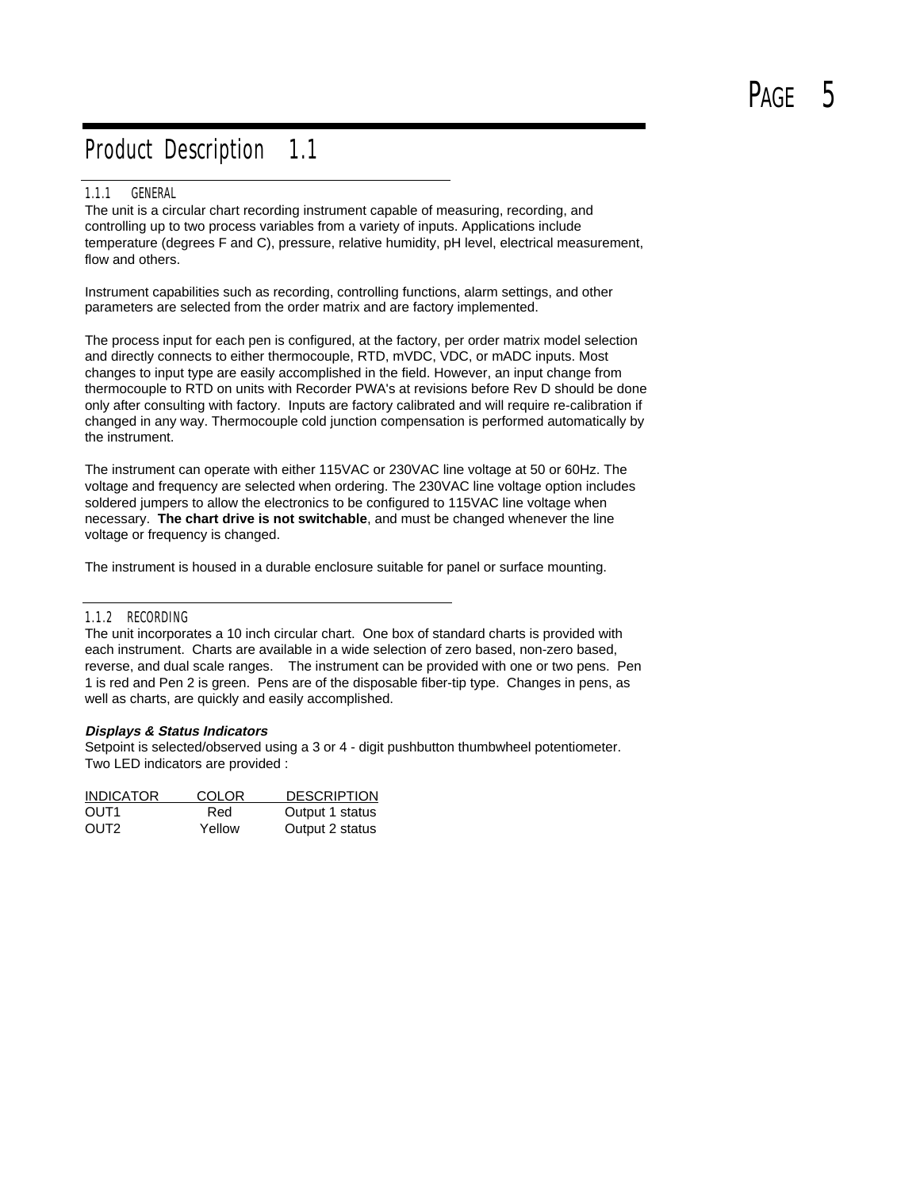# Product Description 1.1

## 1.1.1 GENERAL

The unit is a circular chart recording instrument capable of measuring, recording, and controlling up to two process variables from a variety of inputs. Applications include temperature (degrees F and C), pressure, relative humidity, pH level, electrical measurement, flow and others.

Instrument capabilities such as recording, controlling functions, alarm settings, and other parameters are selected from the order matrix and are factory implemented.

The process input for each pen is configured, at the factory, per order matrix model selection and directly connects to either thermocouple, RTD, mVDC, VDC, or mADC inputs. Most changes to input type are easily accomplished in the field. However, an input change from thermocouple to RTD on units with Recorder PWA's at revisions before Rev D should be done only after consulting with factory. Inputs are factory calibrated and will require re-calibration if changed in any way. Thermocouple cold junction compensation is performed automatically by the instrument.

The instrument can operate with either 115VAC or 230VAC line voltage at 50 or 60Hz. The voltage and frequency are selected when ordering. The 230VAC line voltage option includes soldered jumpers to allow the electronics to be configured to 115VAC line voltage when necessary. **The chart drive is not switchable**, and must be changed whenever the line voltage or frequency is changed.

The instrument is housed in a durable enclosure suitable for panel or surface mounting.

## 1.1.2 RECORDING

The unit incorporates a 10 inch circular chart. One box of standard charts is provided with each instrument. Charts are available in a wide selection of zero based, non-zero based, reverse, and dual scale ranges. The instrument can be provided with one or two pens. Pen 1 is red and Pen 2 is green. Pens are of the disposable fiber-tip type. Changes in pens, as well as charts, are quickly and easily accomplished.

***Displays & Status Indicators***

Setpoint is selected/observed using a 3 or 4 - digit pushbutton thumbwheel potentiometer. Two LED indicators are provided :

| INDICATOR | COLOR | DESCRIPTION |
|---|---|---|
| OUT1 | Red | Output 1 status |
| OUT2 | Yellow | Output 2 status |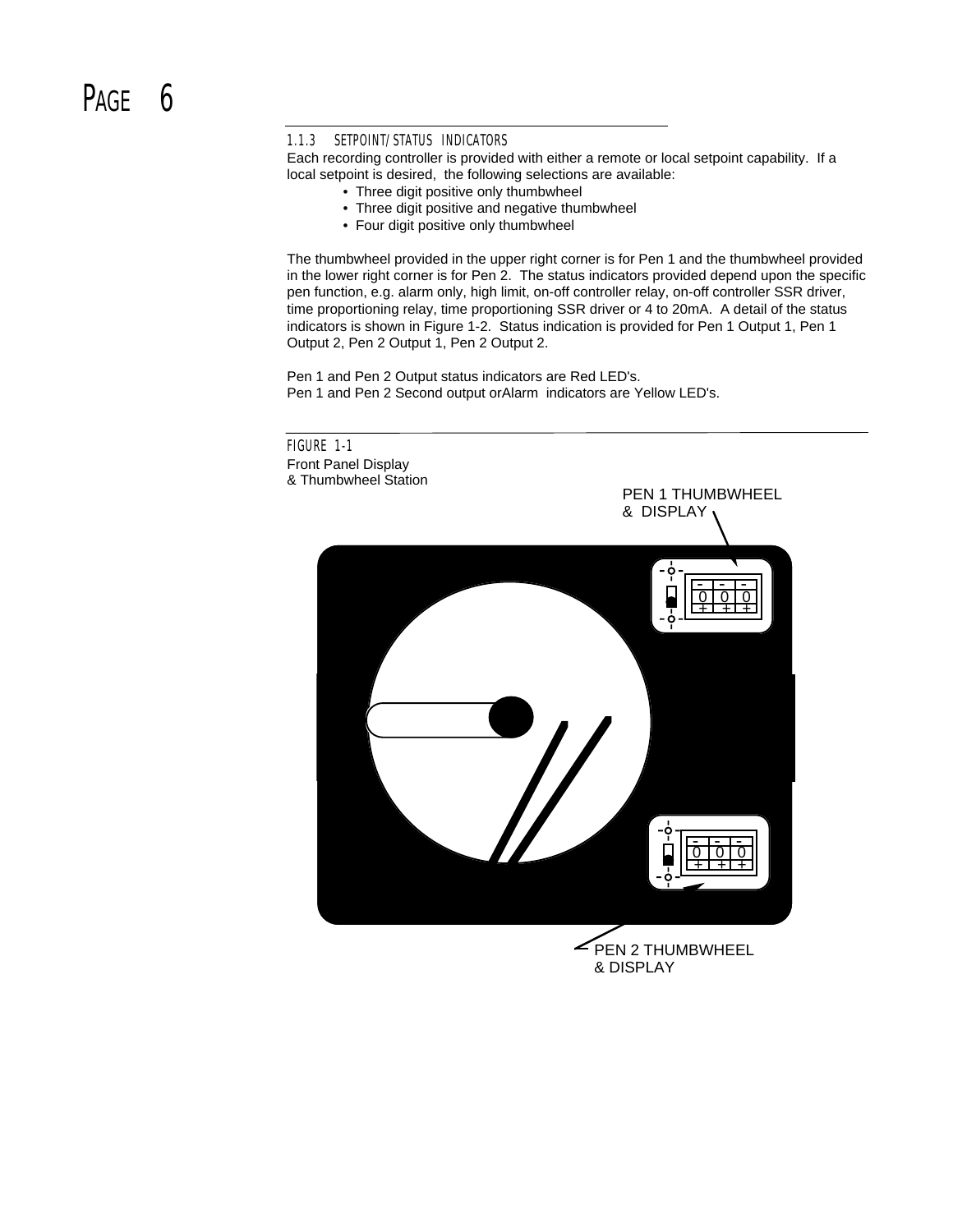### 1.1.3 SETPOINT/STATUS INDICATORS

Each recording controller is provided with either a remote or local setpoint capability. If a local setpoint is desired, the following selections are available:

- Three digit positive only thumbwheel
- Three digit positive and negative thumbwheel
- Four digit positive only thumbwheel

The thumbwheel provided in the upper right corner is for Pen 1 and the thumbwheel provided in the lower right corner is for Pen 2. The status indicators provided depend upon the specific pen function, e.g. alarm only, high limit, on-off controller relay, on-off controller SSR driver, time proportioning relay, time proportioning SSR driver or 4 to 20mA. A detail of the status indicators is shown in Figure 1-2. Status indication is provided for Pen 1 Output 1, Pen 1 Output 2, Pen 2 Output 1, Pen 2 Output 2.

Pen 1 and Pen 2 Output status indicators are Red LED's.
Pen 1 and Pen 2 Second output orAlarm indicators are Yellow LED's.

FIGURE 1-1
Front Panel Display
& Thumbwheel Station

PEN 1 THUMBWHEEL & DISPLAY

PEN 2 THUMBWHEEL & DISPLAY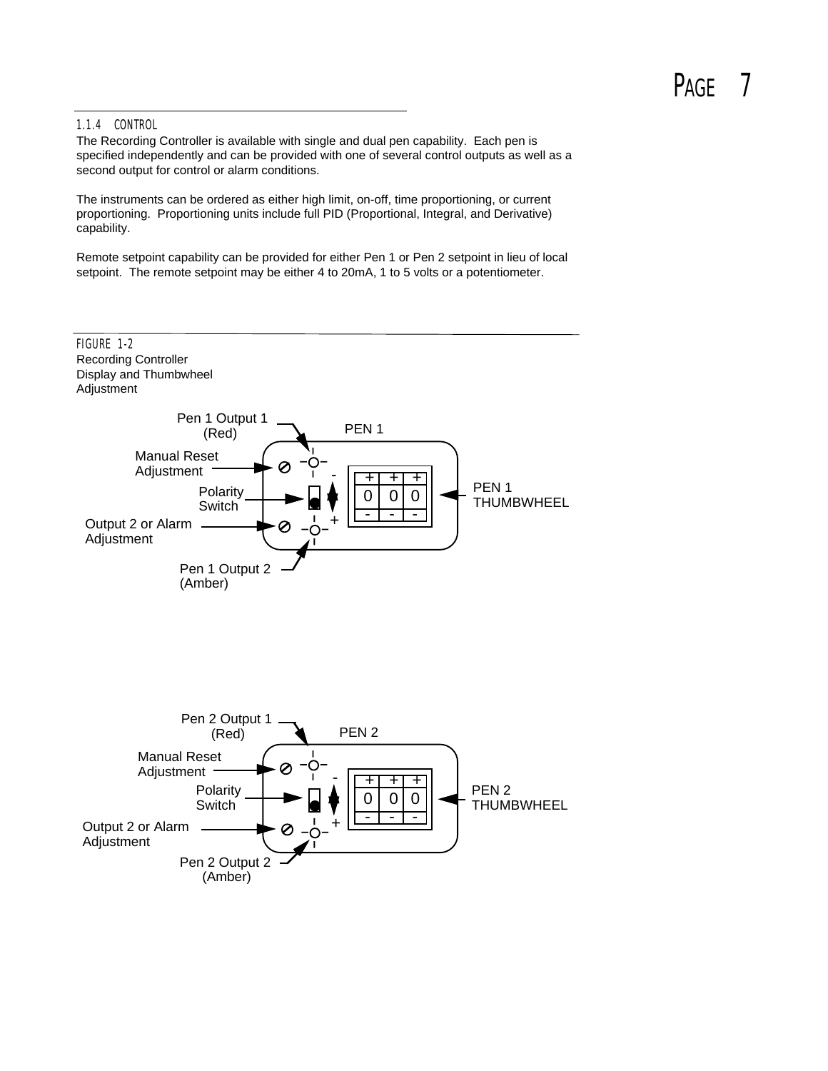### 1.1.4 CONTROL

The Recording Controller is available with single and dual pen capability. Each pen is specified independently and can be provided with one of several control outputs as well as a second output for control or alarm conditions.

The instruments can be ordered as either high limit, on-off, time proportioning, or current proportioning. Proportioning units include full PID (Proportional, Integral, and Derivative) capability.

Remote setpoint capability can be provided for either Pen 1 or Pen 2 setpoint in lieu of local setpoint. The remote setpoint may be either 4 to 20mA, 1 to 5 volts or a potentiometer.

FIGURE 1-2
Recording Controller
Display and Thumbwheel
Adjustment

Pen 1 Output 1 (Red)
PEN 1
Manual Reset Adjustment
Polarity Switch
PEN 1 THUMBWHEEL
Output 2 or Alarm Adjustment
Pen 1 Output 2 (Amber)

Pen 2 Output 1 (Red)
PEN 2
Manual Reset Adjustment
Polarity Switch
PEN 2 THUMBWHEEL
Output 2 or Alarm Adjustment
Pen 2 Output 2 (Amber)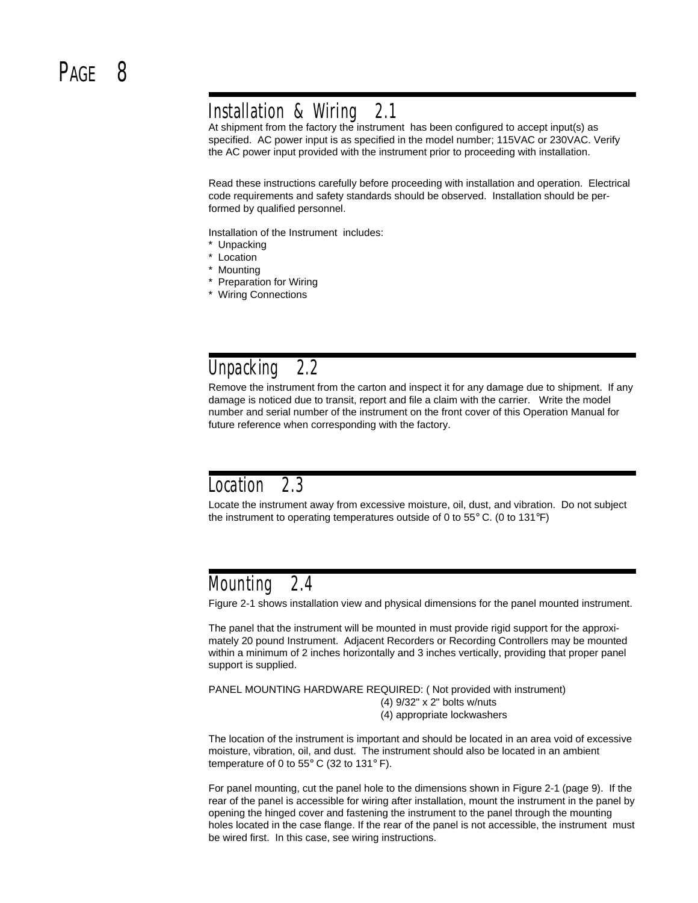## Installation & Wiring 2.1

At shipment from the factory the instrument has been configured to accept input(s) as specified. AC power input is as specified in the model number; 115VAC or 230VAC. Verify the AC power input provided with the instrument prior to proceeding with installation.

Read these instructions carefully before proceeding with installation and operation. Electrical code requirements and safety standards should be observed. Installation should be performed by qualified personnel.

Installation of the Instrument includes:

- Unpacking
- Location
- Mounting
- Preparation for Wiring
- Wiring Connections

## Unpacking 2.2

Remove the instrument from the carton and inspect it for any damage due to shipment. If any damage is noticed due to transit, report and file a claim with the carrier. Write the model number and serial number of the instrument on the front cover of this Operation Manual for future reference when corresponding with the factory.

## Location 2.3

Locate the instrument away from excessive moisture, oil, dust, and vibration. Do not subject the instrument to operating temperatures outside of 0 to 55° C. (0 to 131°F)

## Mounting 2.4

Figure 2-1 shows installation view and physical dimensions for the panel mounted instrument.

The panel that the instrument will be mounted in must provide rigid support for the approximately 20 pound Instrument. Adjacent Recorders or Recording Controllers may be mounted within a minimum of 2 inches horizontally and 3 inches vertically, providing that proper panel support is supplied.

PANEL MOUNTING HARDWARE REQUIRED: ( Not provided with instrument)
(4) 9/32" x 2" bolts w/nuts
(4) appropriate lockwashers

The location of the instrument is important and should be located in an area void of excessive moisture, vibration, oil, and dust. The instrument should also be located in an ambient temperature of 0 to 55° C (32 to 131° F).

For panel mounting, cut the panel hole to the dimensions shown in Figure 2-1 (page 9). If the rear of the panel is accessible for wiring after installation, mount the instrument in the panel by opening the hinged cover and fastening the instrument to the panel through the mounting holes located in the case flange. If the rear of the panel is not accessible, the instrument must be wired first. In this case, see wiring instructions.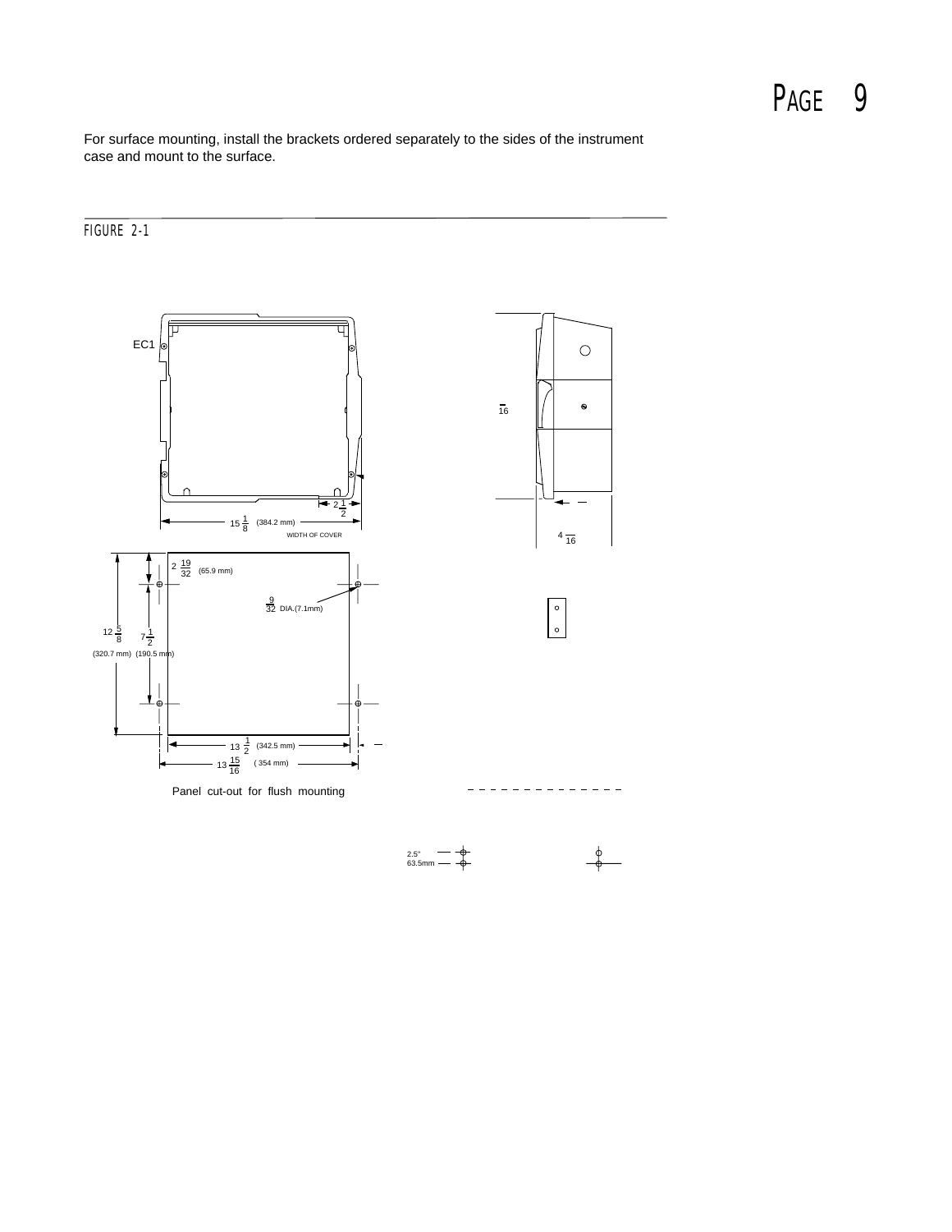For surface mounting, install the brackets ordered separately to the sides of the instrument case and mount to the surface.

FIGURE 2-1

EC1

$2\frac{1}{2}$

$15\frac{1}{8}$ (384.2 mm)

WIDTH OF COVER

16

$4\frac{}{16}$

$2\frac{19}{32}$ (65.9 mm)

$\frac{9}{32}$ DIA.(7.1mm)

$12\frac{5}{8}$ (320.7 mm)

$7\frac{1}{2}$ (190.5 mm)

$13\frac{1}{2}$ (342.5 mm)

$13\frac{15}{16}$ ( 354 mm)

Panel cut-out for flush mounting

2.5"

63.5mm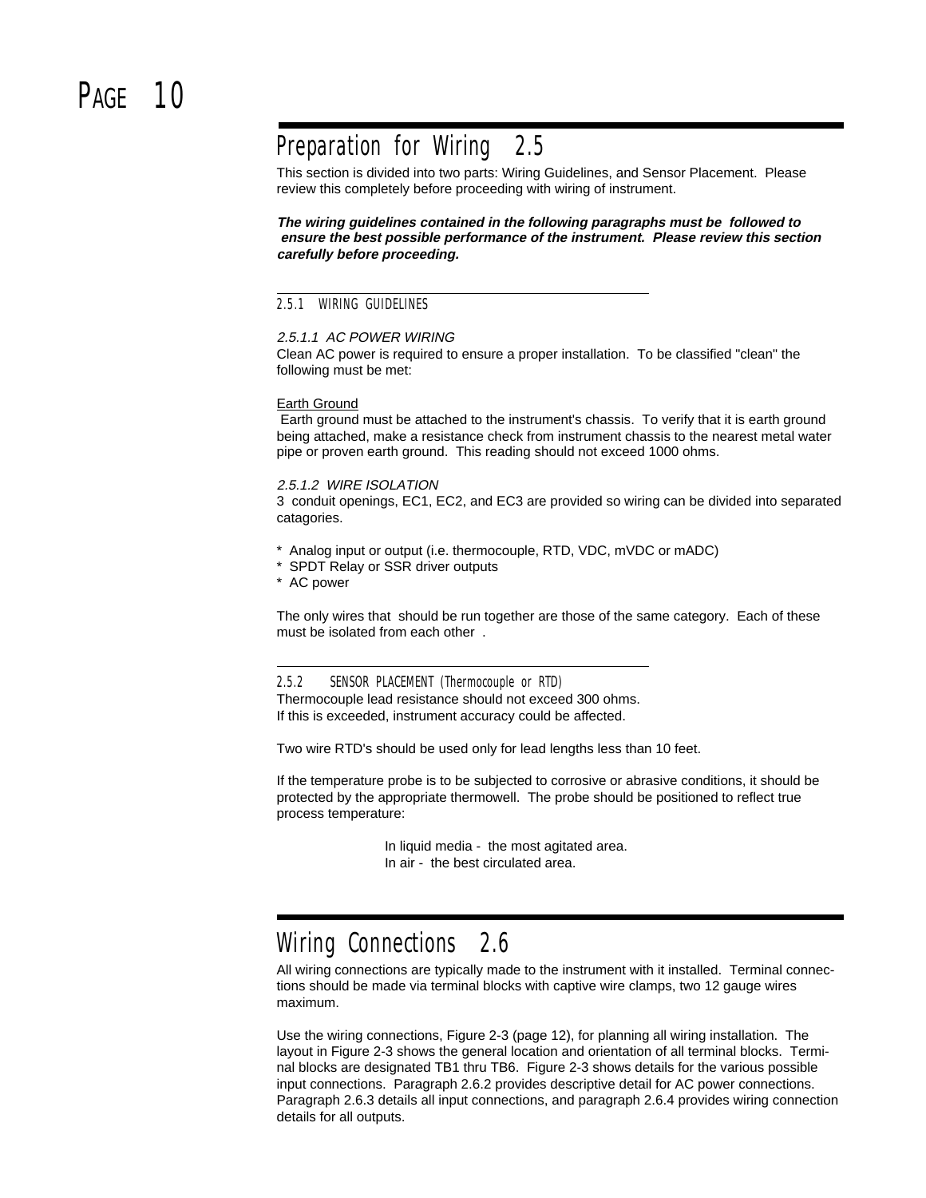## Preparation for Wiring 2.5

This section is divided into two parts: Wiring Guidelines, and Sensor Placement. Please review this completely before proceeding with wiring of instrument.

***The wiring guidelines contained in the following paragraphs must be followed to ensure the best possible performance of the instrument. Please review this section carefully before proceeding.***

### 2.5.1 WIRING GUIDELINES

*2.5.1.1 AC POWER WIRING*

Clean AC power is required to ensure a proper installation. To be classified "clean" the following must be met:

Earth Ground

Earth ground must be attached to the instrument's chassis. To verify that it is earth ground being attached, make a resistance check from instrument chassis to the nearest metal water pipe or proven earth ground. This reading should not exceed 1000 ohms.

*2.5.1.2 WIRE ISOLATION*

3 conduit openings, EC1, EC2, and EC3 are provided so wiring can be divided into separated catagories.

* Analog input or output (i.e. thermocouple, RTD, VDC, mVDC or mADC)
* SPDT Relay or SSR driver outputs
* AC power

The only wires that should be run together are those of the same category. Each of these must be isolated from each other .

### 2.5.2 SENSOR PLACEMENT (Thermocouple or RTD)

Thermocouple lead resistance should not exceed 300 ohms.
If this is exceeded, instrument accuracy could be affected.

Two wire RTD's should be used only for lead lengths less than 10 feet.

If the temperature probe is to be subjected to corrosive or abrasive conditions, it should be protected by the appropriate thermowell. The probe should be positioned to reflect true process temperature:

In liquid media - the most agitated area.
In air - the best circulated area.

## Wiring Connections 2.6

All wiring connections are typically made to the instrument with it installed. Terminal connections should be made via terminal blocks with captive wire clamps, two 12 gauge wires maximum.

Use the wiring connections, Figure 2-3 (page 12), for planning all wiring installation. The layout in Figure 2-3 shows the general location and orientation of all terminal blocks. Terminal blocks are designated TB1 thru TB6. Figure 2-3 shows details for the various possible input connections. Paragraph 2.6.2 provides descriptive detail for AC power connections. Paragraph 2.6.3 details all input connections, and paragraph 2.6.4 provides wiring connection details for all outputs.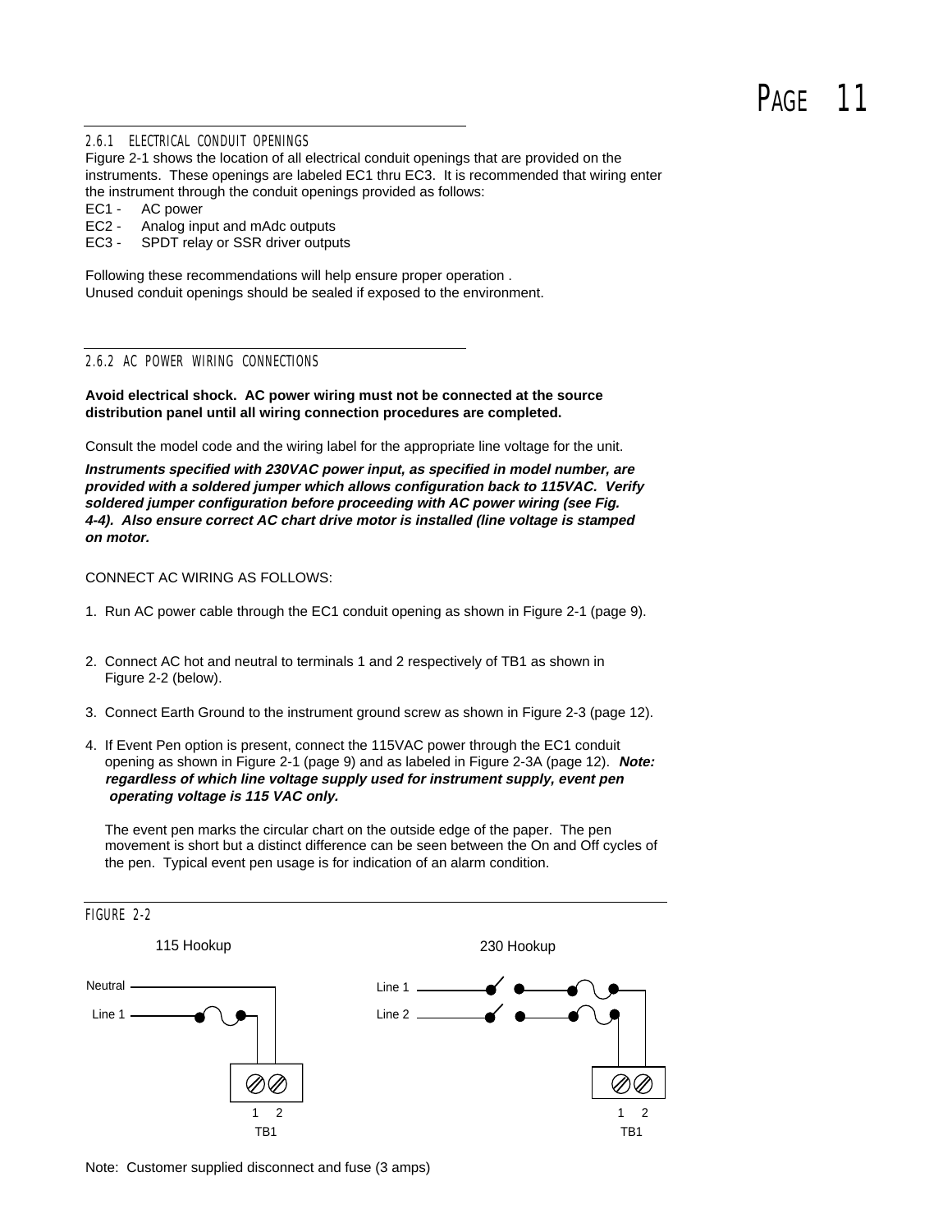### 2.6.1 ELECTRICAL CONDUIT OPENINGS

Figure 2-1 shows the location of all electrical conduit openings that are provided on the instruments. These openings are labeled EC1 thru EC3. It is recommended that wiring enter the instrument through the conduit openings provided as follows:

EC1 - AC power
EC2 - Analog input and mAdc outputs
EC3 - SPDT relay or SSR driver outputs

Following these recommendations will help ensure proper operation .
Unused conduit openings should be sealed if exposed to the environment.

### 2.6.2 AC POWER WIRING CONNECTIONS

**Avoid electrical shock. AC power wiring must not be connected at the source distribution panel until all wiring connection procedures are completed.**

Consult the model code and the wiring label for the appropriate line voltage for the unit.

***Instruments specified with 230VAC power input, as specified in model number, are provided with a soldered jumper which allows configuration back to 115VAC. Verify soldered jumper configuration before proceeding with AC power wiring (see Fig. 4-4). Also ensure correct AC chart drive motor is installed (line voltage is stamped on motor.***

CONNECT AC WIRING AS FOLLOWS:

1. Run AC power cable through the EC1 conduit opening as shown in Figure 2-1 (page 9).

2. Connect AC hot and neutral to terminals 1 and 2 respectively of TB1 as shown in Figure 2-2 (below).

3. Connect Earth Ground to the instrument ground screw as shown in Figure 2-3 (page 12).

4. If Event Pen option is present, connect the 115VAC power through the EC1 conduit opening as shown in Figure 2-1 (page 9) and as labeled in Figure 2-3A (page 12). ***Note: regardless of which line voltage supply used for instrument supply, event pen operating voltage is 115 VAC only.***

   The event pen marks the circular chart on the outside edge of the paper. The pen movement is short but a distinct difference can be seen between the On and Off cycles of the pen. Typical event pen usage is for indication of an alarm condition.

FIGURE 2-2

115 Hookup: Neutral, Line 1 — TB1 terminals 1, 2

230 Hookup: Line 1, Line 2 — TB1 terminals 1, 2

Note: Customer supplied disconnect and fuse (3 amps)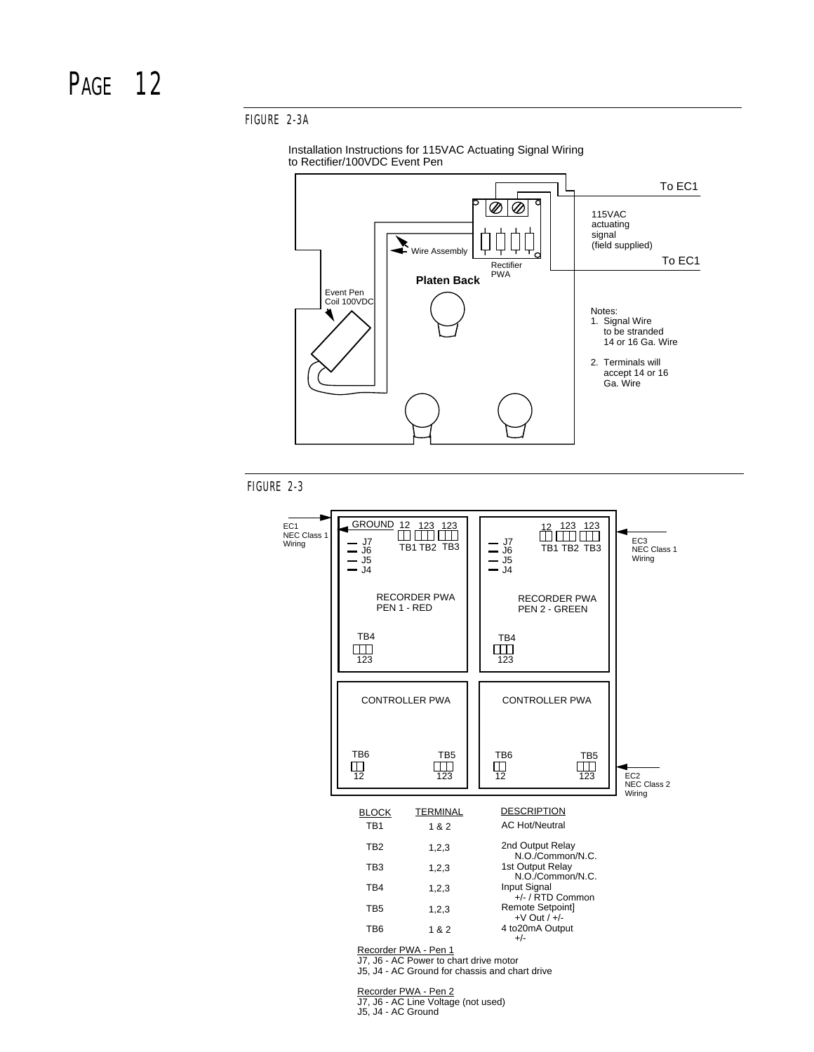FIGURE 2-3A

Installation Instructions for 115VAC Actuating Signal Wiring to Rectifier/100VDC Event Pen

To EC1

115VAC actuating signal (field supplied)

To EC1

Wire Assembly

Rectifier PWA

**Platen Back**

Event Pen Coil 100VDC

Notes:

1. Signal Wire to be stranded 14 or 16 Ga. Wire
2. Terminals will accept 14 or 16 Ga. Wire

FIGURE 2-3

EC1 NEC Class 1 Wiring

EC3 NEC Class 1 Wiring

EC2 NEC Class 2 Wiring

GROUND 12 123 123

J7 J6 J5 J4

TB1 TB2 TB3

RECORDER PWA PEN 1 - RED

RECORDER PWA PEN 2 - GREEN

TB4 123

CONTROLLER PWA

TB6 12

TB5 123

| BLOCK | TERMINAL | DESCRIPTION |
|---|---|---|
| TB1 | 1 & 2 | AC Hot/Neutral |
| TB2 | 1,2,3 | 2nd Output Relay N.O./Common/N.C. |
| TB3 | 1,2,3 | 1st Output Relay N.O./Common/N.C. |
| TB4 | 1,2,3 | Input Signal +/- / RTD Common |
| TB5 | 1,2,3 | Remote Setpoint] +V Out / +/- |
| TB6 | 1 & 2 | 4 to20mA Output +/- |

Recorder PWA - Pen 1
J7, J6 - AC Power to chart drive motor
J5, J4 - AC Ground for chassis and chart drive

Recorder PWA - Pen 2
J7, J6 - AC Line Voltage (not used)
J5, J4 - AC Ground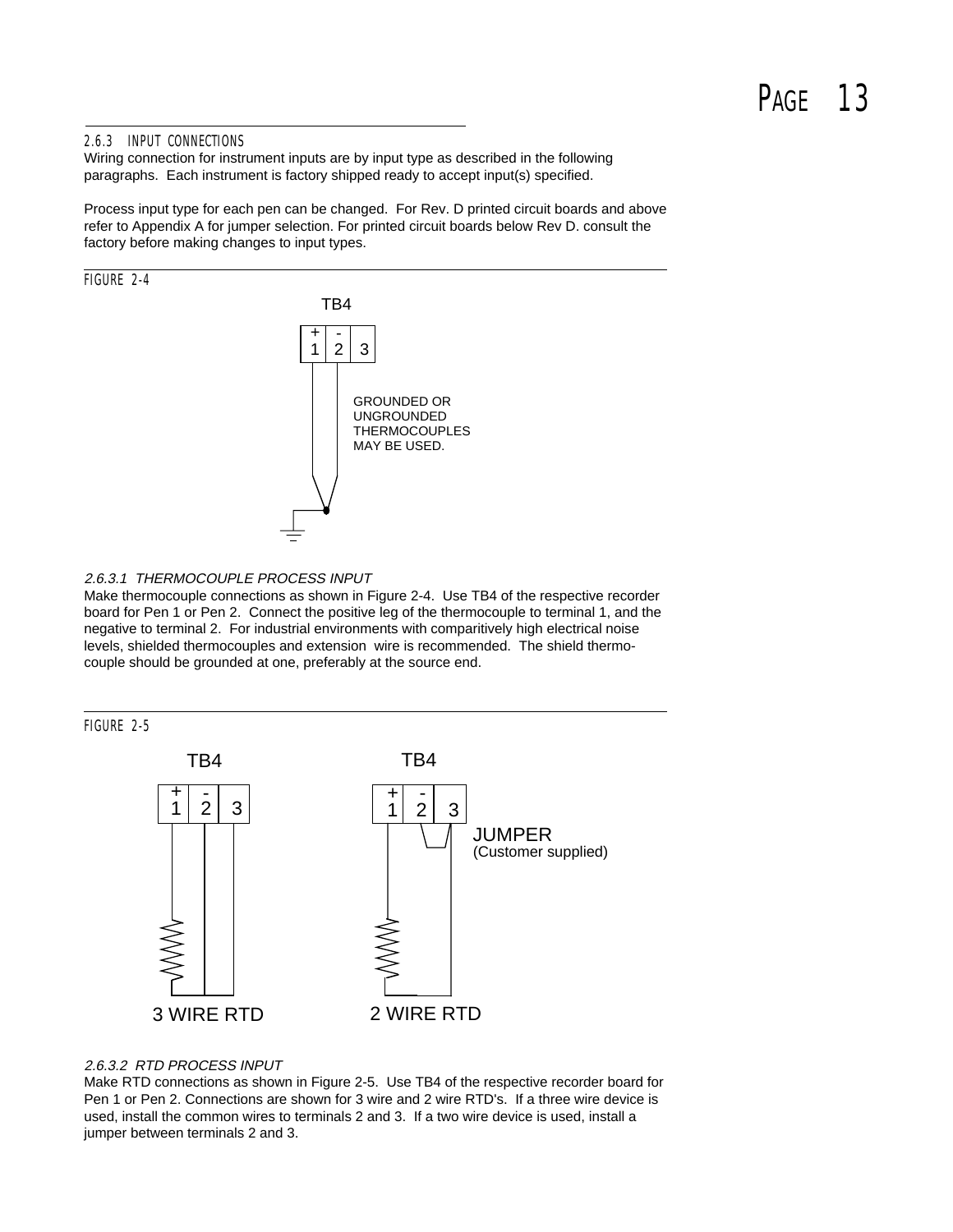### 2.6.3 INPUT CONNECTIONS

Wiring connection for instrument inputs are by input type as described in the following paragraphs. Each instrument is factory shipped ready to accept input(s) specified.

Process input type for each pen can be changed. For Rev. D printed circuit boards and above refer to Appendix A for jumper selection. For printed circuit boards below Rev D. consult the factory before making changes to input types.

FIGURE 2-4

TB4

+ 1 | - 2 | 3

GROUNDED OR UNGROUNDED THERMOCOUPLES MAY BE USED.

#### 2.6.3.1 THERMOCOUPLE PROCESS INPUT

Make thermocouple connections as shown in Figure 2-4. Use TB4 of the respective recorder board for Pen 1 or Pen 2. Connect the positive leg of the thermocouple to terminal 1, and the negative to terminal 2. For industrial environments with comparitively high electrical noise levels, shielded thermocouples and extension wire is recommended. The shield thermo-couple should be grounded at one, preferably at the source end.

FIGURE 2-5

TB4

+ 1 | - 2 | 3

3 WIRE RTD

TB4

+ 1 | - 2 | 3

JUMPER (Customer supplied)

2 WIRE RTD

#### 2.6.3.2 RTD PROCESS INPUT

Make RTD connections as shown in Figure 2-5. Use TB4 of the respective recorder board for Pen 1 or Pen 2. Connections are shown for 3 wire and 2 wire RTD's. If a three wire device is used, install the common wires to terminals 2 and 3. If a two wire device is used, install a jumper between terminals 2 and 3.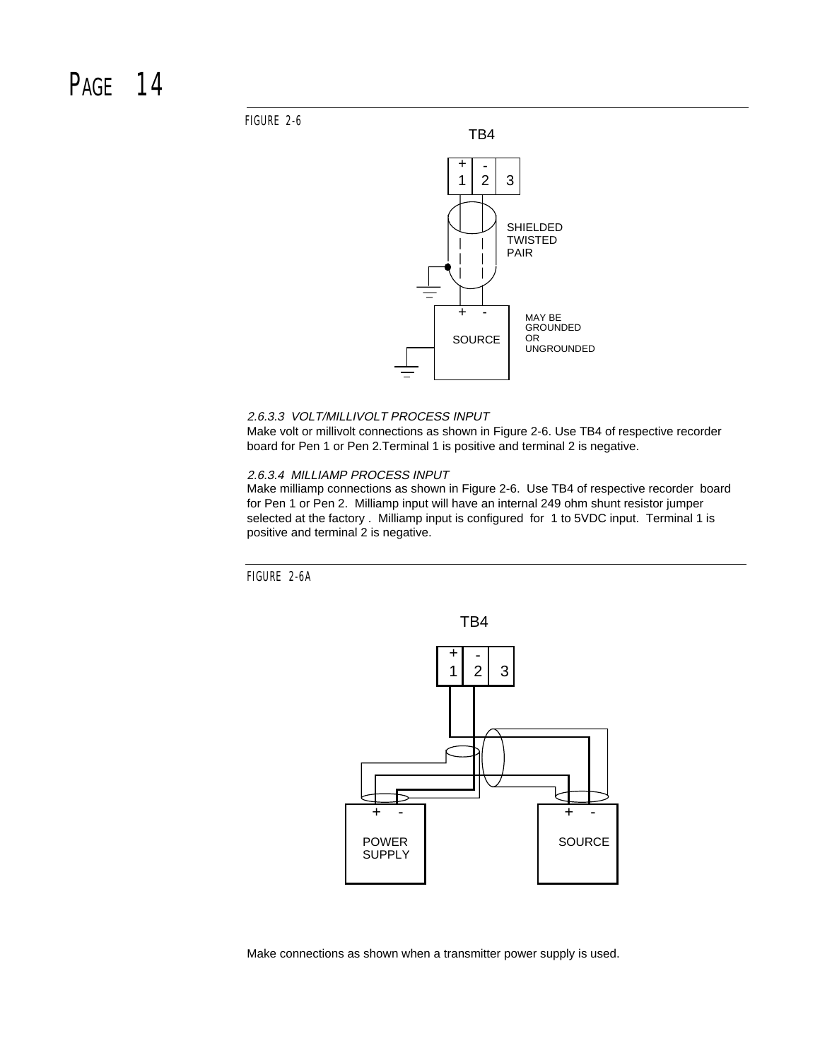FIGURE 2-6

TB4

+ 1 | - 2 | 3

SHIELDED TWISTED PAIR

SOURCE

MAY BE GROUNDED OR UNGROUNDED

*2.6.3.3 VOLT/MILLIVOLT PROCESS INPUT*

Make volt or millivolt connections as shown in Figure 2-6. Use TB4 of respective recorder board for Pen 1 or Pen 2.Terminal 1 is positive and terminal 2 is negative.

*2.6.3.4 MILLIAMP PROCESS INPUT*

Make milliamp connections as shown in Figure 2-6. Use TB4 of respective recorder board for Pen 1 or Pen 2. Milliamp input will have an internal 249 ohm shunt resistor jumper selected at the factory . Milliamp input is configured for 1 to 5VDC input. Terminal 1 is positive and terminal 2 is negative.

FIGURE 2-6A

TB4

+ 1 | - 2 | 3

POWER SUPPLY

SOURCE

Make connections as shown when a transmitter power supply is used.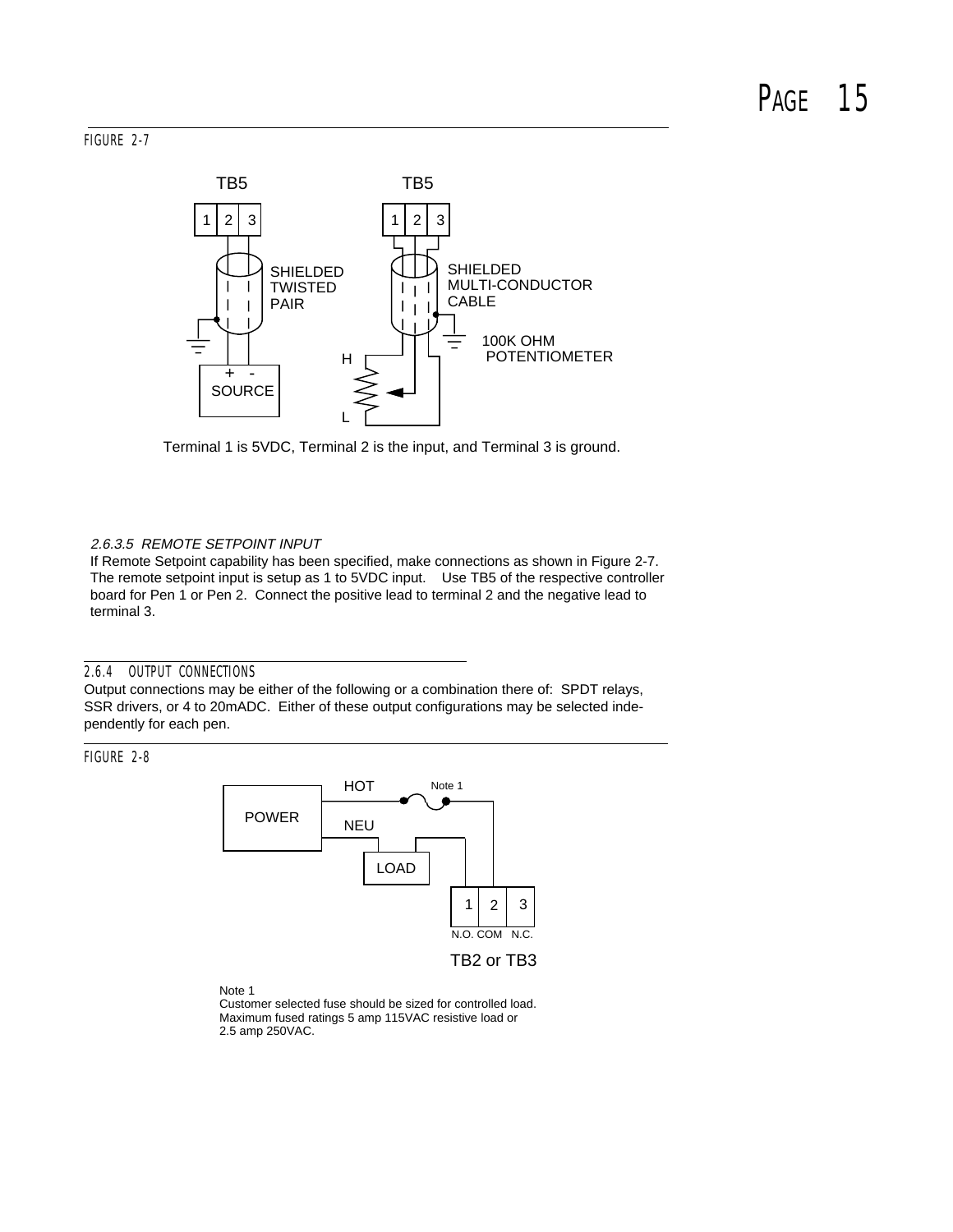FIGURE 2-7

Terminal 1 is 5VDC, Terminal 2 is the input, and Terminal 3 is ground.

*2.6.3.5 REMOTE SETPOINT INPUT*

If Remote Setpoint capability has been specified, make connections as shown in Figure 2-7. The remote setpoint input is setup as 1 to 5VDC input. Use TB5 of the respective controller board for Pen 1 or Pen 2. Connect the positive lead to terminal 2 and the negative lead to terminal 3.

## 2.6.4 OUTPUT CONNECTIONS

Output connections may be either of the following or a combination there of: SPDT relays, SSR drivers, or 4 to 20mADC. Either of these output configurations may be selected independently for each pen.

FIGURE 2-8

Note 1
Customer selected fuse should be sized for controlled load. Maximum fused ratings 5 amp 115VAC resistive load or 2.5 amp 250VAC.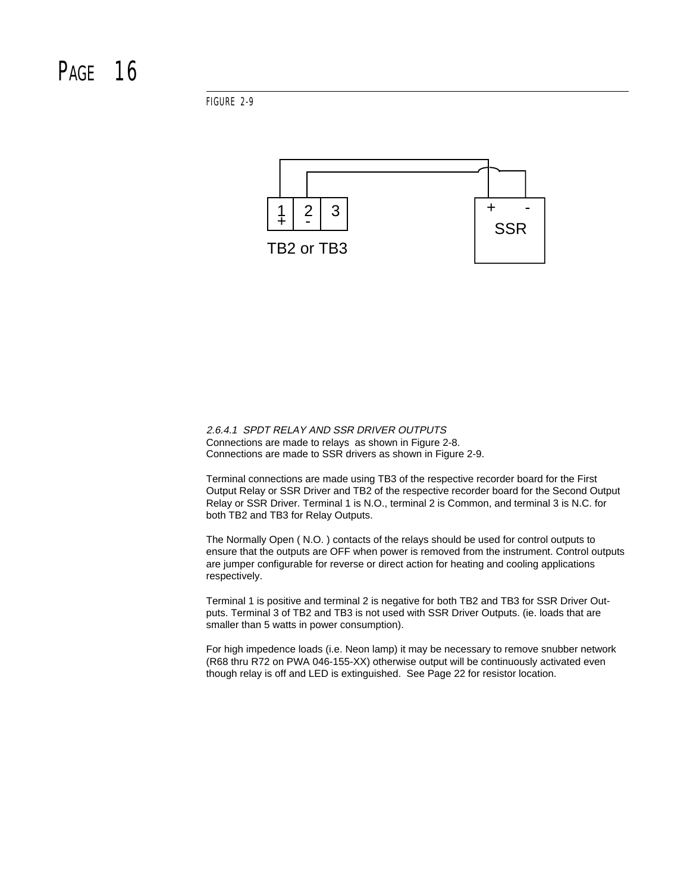FIGURE 2-9

*2.6.4.1 SPDT RELAY AND SSR DRIVER OUTPUTS*

Connections are made to relays as shown in Figure 2-8.
Connections are made to SSR drivers as shown in Figure 2-9.

Terminal connections are made using TB3 of the respective recorder board for the First Output Relay or SSR Driver and TB2 of the respective recorder board for the Second Output Relay or SSR Driver. Terminal 1 is N.O., terminal 2 is Common, and terminal 3 is N.C. for both TB2 and TB3 for Relay Outputs.

The Normally Open ( N.O. ) contacts of the relays should be used for control outputs to ensure that the outputs are OFF when power is removed from the instrument. Control outputs are jumper configurable for reverse or direct action for heating and cooling applications respectively.

Terminal 1 is positive and terminal 2 is negative for both TB2 and TB3 for SSR Driver Outputs. Terminal 3 of TB2 and TB3 is not used with SSR Driver Outputs. (ie. loads that are smaller than 5 watts in power consumption).

For high impedence loads (i.e. Neon lamp) it may be necessary to remove snubber network (R68 thru R72 on PWA 046-155-XX) otherwise output will be continuously activated even though relay is off and LED is extinguished. See Page 22 for resistor location.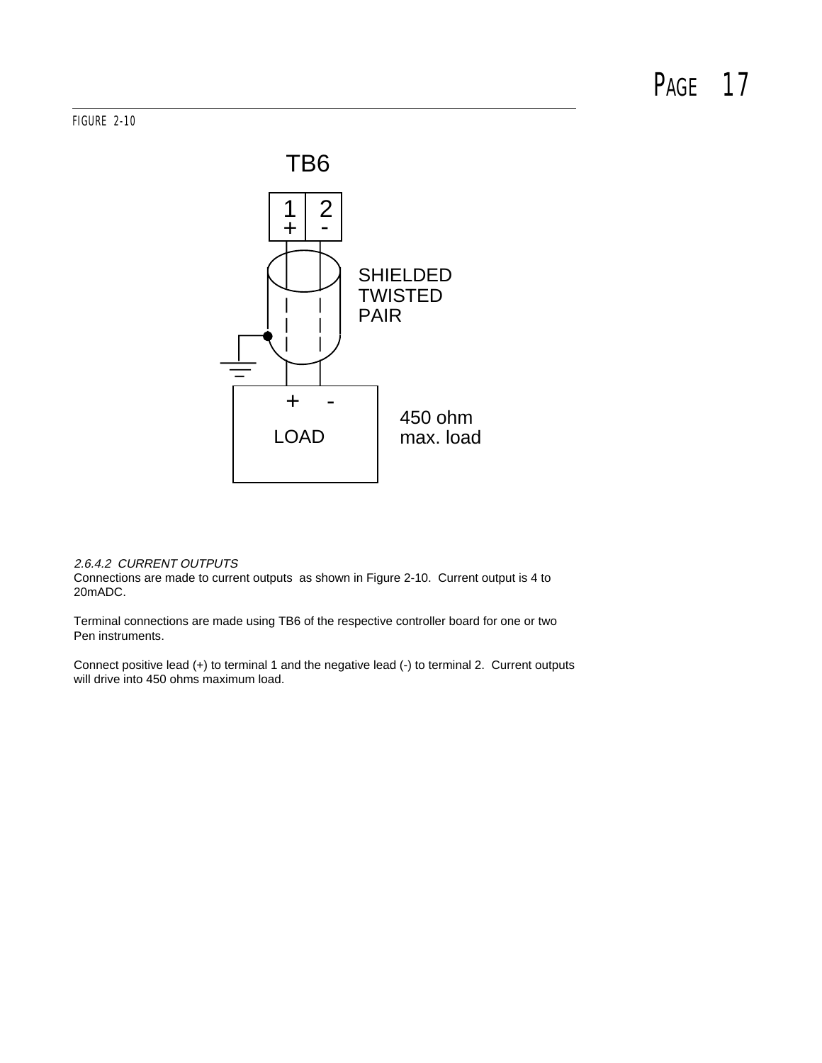FIGURE 2-10

TB6

1 + 2 -

SHIELDED TWISTED PAIR

+ -

LOAD

450 ohm max. load

*2.6.4.2 CURRENT OUTPUTS*

Connections are made to current outputs as shown in Figure 2-10. Current output is 4 to 20mADC.

Terminal connections are made using TB6 of the respective controller board for one or two Pen instruments.

Connect positive lead (+) to terminal 1 and the negative lead (-) to terminal 2. Current outputs will drive into 450 ohms maximum load.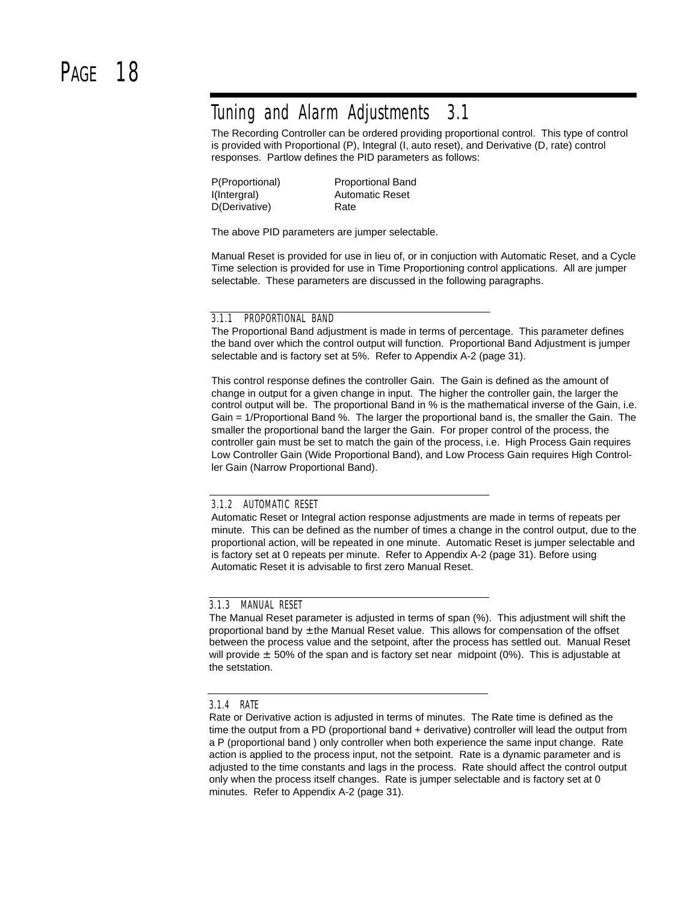## Tuning and Alarm Adjustments 3.1

The Recording Controller can be ordered providing proportional control. This type of control is provided with Proportional (P), Integral (I, auto reset), and Derivative (D, rate) control responses. Partlow defines the PID parameters as follows:

| | |
|---|---|
| P(Proportional) | Proportional Band |
| I(Intergral) | Automatic Reset |
| D(Derivative) | Rate |

The above PID parameters are jumper selectable.

Manual Reset is provided for use in lieu of, or in conjuction with Automatic Reset, and a Cycle Time selection is provided for use in Time Proportioning control applications. All are jumper selectable. These parameters are discussed in the following paragraphs.

### 3.1.1 PROPORTIONAL BAND

The Proportional Band adjustment is made in terms of percentage. This parameter defines the band over which the control output will function. Proportional Band Adjustment is jumper selectable and is factory set at 5%. Refer to Appendix A-2 (page 31).

This control response defines the controller Gain. The Gain is defined as the amount of change in output for a given change in input. The higher the controller gain, the larger the control output will be. The proportional Band in % is the mathematical inverse of the Gain, i.e. Gain = 1/Proportional Band %. The larger the proportional band is, the smaller the Gain. The smaller the proportional band the larger the Gain. For proper control of the process, the controller gain must be set to match the gain of the process, i.e. High Process Gain requires Low Controller Gain (Wide Proportional Band), and Low Process Gain requires High Controller Gain (Narrow Proportional Band).

### 3.1.2 AUTOMATIC RESET

Automatic Reset or Integral action response adjustments are made in terms of repeats per minute. This can be defined as the number of times a change in the control output, due to the proportional action, will be repeated in one minute. Automatic Reset is jumper selectable and is factory set at 0 repeats per minute. Refer to Appendix A-2 (page 31). Before using Automatic Reset it is advisable to first zero Manual Reset.

### 3.1.3 MANUAL RESET

The Manual Reset parameter is adjusted in terms of span (%). This adjustment will shift the proportional band by ± the Manual Reset value. This allows for compensation of the offset between the process value and the setpoint, after the process has settled out. Manual Reset will provide ± 50% of the span and is factory set near midpoint (0%). This is adjustable at the setstation.

### 3.1.4 RATE

Rate or Derivative action is adjusted in terms of minutes. The Rate time is defined as the time the output from a PD (proportional band + derivative) controller will lead the output from a P (proportional band ) only controller when both experience the same input change. Rate action is applied to the process input, not the setpoint. Rate is a dynamic parameter and is adjusted to the time constants and lags in the process. Rate should affect the control output only when the process itself changes. Rate is jumper selectable and is factory set at 0 minutes. Refer to Appendix A-2 (page 31).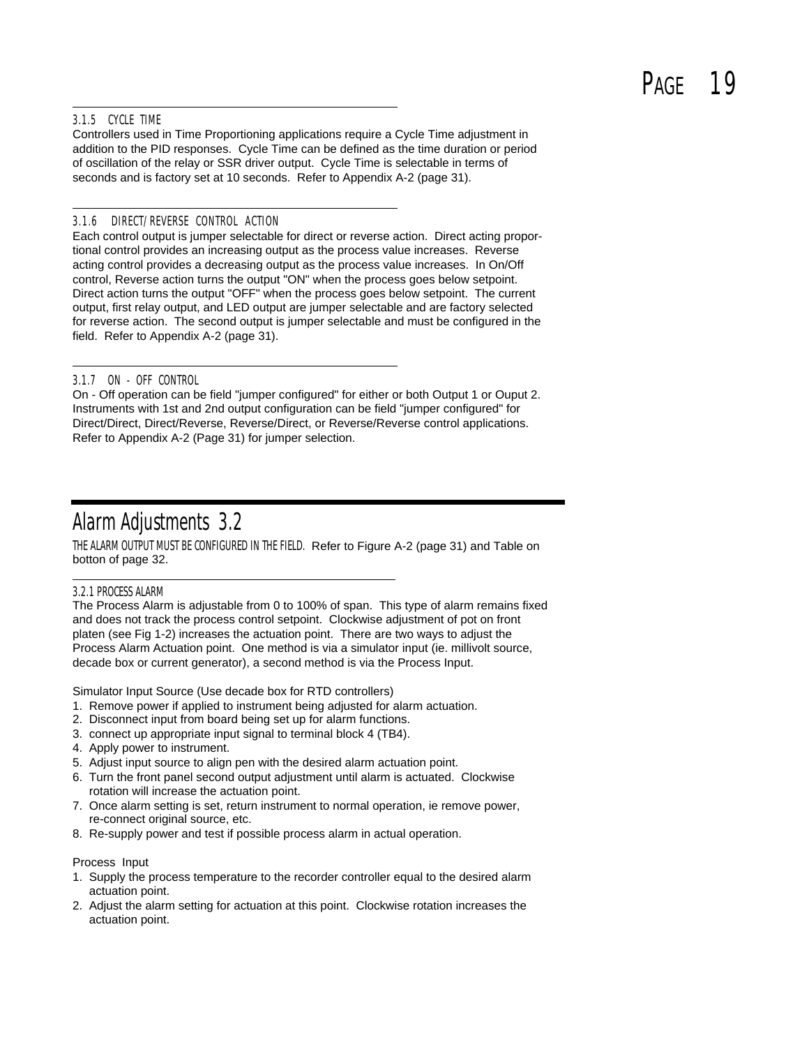### 3.1.5 CYCLE TIME

Controllers used in Time Proportioning applications require a Cycle Time adjustment in addition to the PID responses. Cycle Time can be defined as the time duration or period of oscillation of the relay or SSR driver output. Cycle Time is selectable in terms of seconds and is factory set at 10 seconds. Refer to Appendix A-2 (page 31).

### 3.1.6 DIRECT/REVERSE CONTROL ACTION

Each control output is jumper selectable for direct or reverse action. Direct acting proportional control provides an increasing output as the process value increases. Reverse acting control provides a decreasing output as the process value increases. In On/Off control, Reverse action turns the output "ON" when the process goes below setpoint. Direct action turns the output "OFF" when the process goes below setpoint. The current output, first relay output, and LED output are jumper selectable and are factory selected for reverse action. The second output is jumper selectable and must be configured in the field. Refer to Appendix A-2 (page 31).

### 3.1.7 ON - OFF CONTROL

On - Off operation can be field "jumper configured" for either or both Output 1 or Ouput 2. Instruments with 1st and 2nd output configuration can be field "jumper configured" for Direct/Direct, Direct/Reverse, Reverse/Direct, or Reverse/Reverse control applications. Refer to Appendix A-2 (Page 31) for jumper selection.

## Alarm Adjustments 3.2

THE ALARM OUTPUT MUST BE CONFIGURED IN THE FIELD. Refer to Figure A-2 (page 31) and Table on botton of page 32.

### 3.2.1 PROCESS ALARM

The Process Alarm is adjustable from 0 to 100% of span. This type of alarm remains fixed and does not track the process control setpoint. Clockwise adjustment of pot on front platen (see Fig 1-2) increases the actuation point. There are two ways to adjust the Process Alarm Actuation point. One method is via a simulator input (ie. millivolt source, decade box or current generator), a second method is via the Process Input.

Simulator Input Source (Use decade box for RTD controllers)

1. Remove power if applied to instrument being adjusted for alarm actuation.
2. Disconnect input from board being set up for alarm functions.
3. connect up appropriate input signal to terminal block 4 (TB4).
4. Apply power to instrument.
5. Adjust input source to align pen with the desired alarm actuation point.
6. Turn the front panel second output adjustment until alarm is actuated. Clockwise rotation will increase the actuation point.
7. Once alarm setting is set, return instrument to normal operation, ie remove power, re-connect original source, etc.
8. Re-supply power and test if possible process alarm in actual operation.

Process Input

1. Supply the process temperature to the recorder controller equal to the desired alarm actuation point.
2. Adjust the alarm setting for actuation at this point. Clockwise rotation increases the actuation point.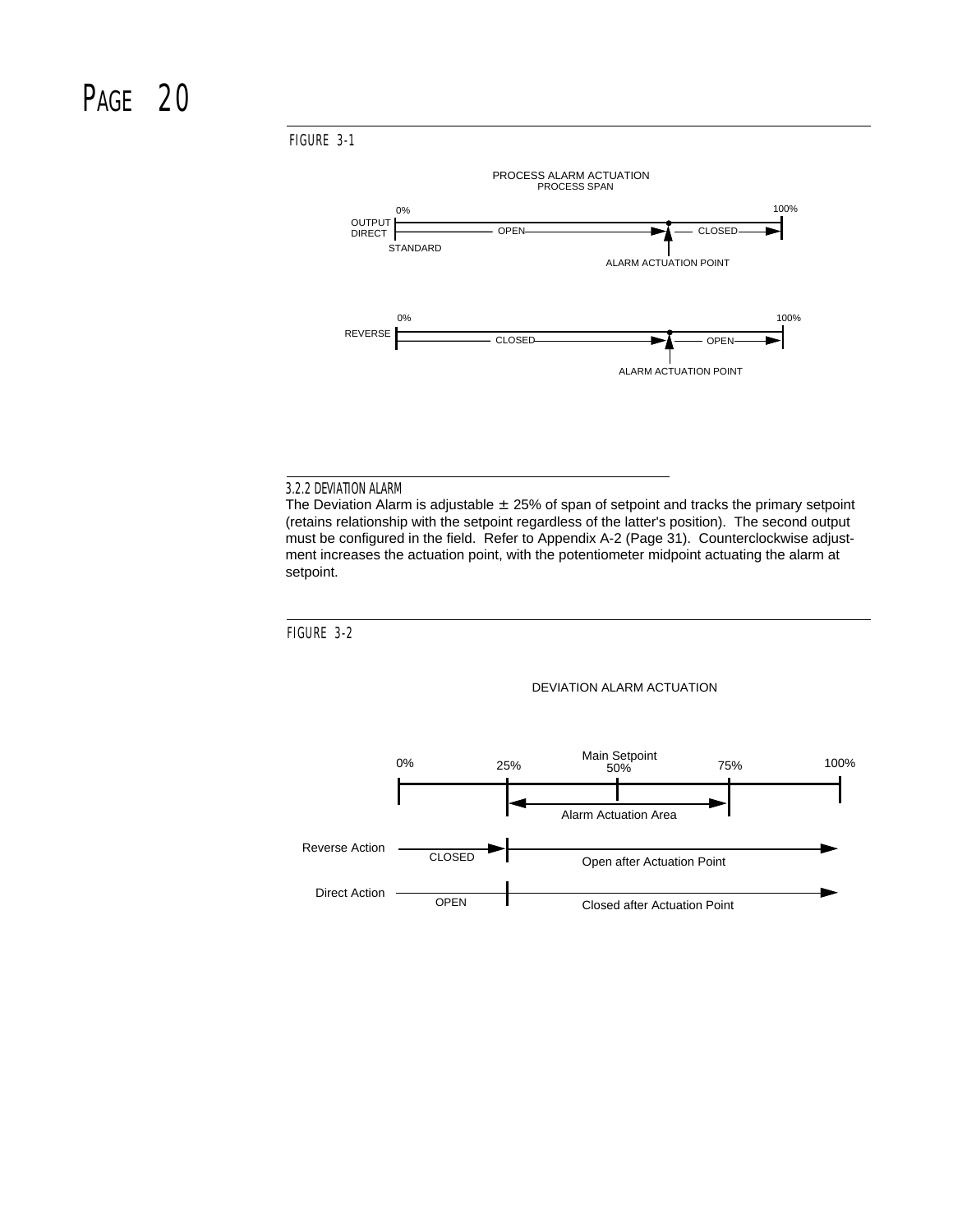FIGURE 3-1

PROCESS ALARM ACTUATION
PROCESS SPAN

0% — 100%

OUTPUT DIRECT — OPEN — CLOSED

STANDARD

ALARM ACTUATION POINT

0% — 100%

REVERSE — CLOSED — OPEN

ALARM ACTUATION POINT

### 3.2.2 DEVIATION ALARM

The Deviation Alarm is adjustable ± 25% of span of setpoint and tracks the primary setpoint (retains relationship with the setpoint regardless of the latter's position). The second output must be configured in the field. Refer to Appendix A-2 (Page 31). Counterclockwise adjustment increases the actuation point, with the potentiometer midpoint actuating the alarm at setpoint.

FIGURE 3-2

DEVIATION ALARM ACTUATION

0% — 25% — Main Setpoint 50% — 75% — 100%

Alarm Actuation Area

Reverse Action — CLOSED — Open after Actuation Point

Direct Action — OPEN — Closed after Actuation Point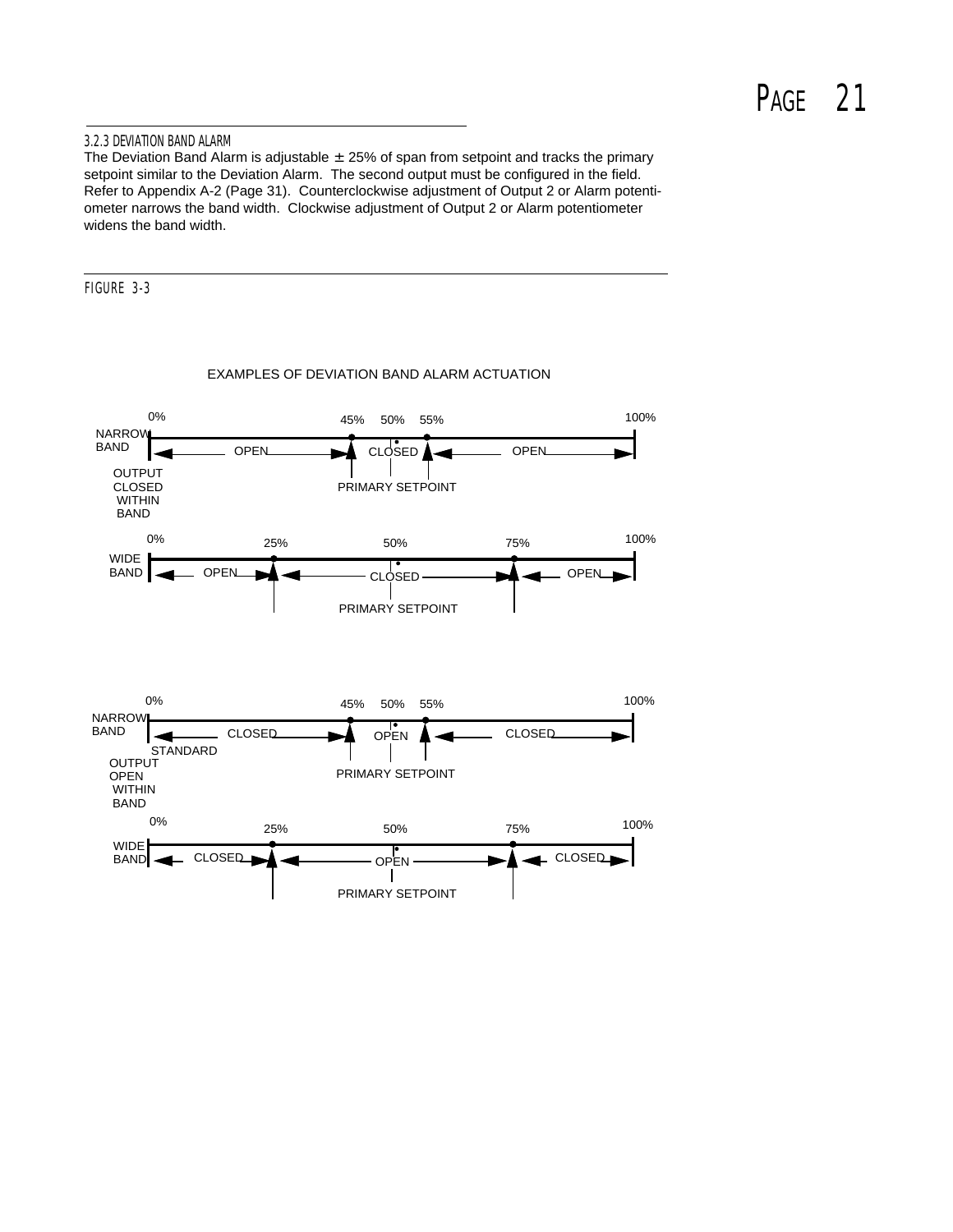### 3.2.3 DEVIATION BAND ALARM

The Deviation Band Alarm is adjustable ± 25% of span from setpoint and tracks the primary setpoint similar to the Deviation Alarm. The second output must be configured in the field. Refer to Appendix A-2 (Page 31). Counterclockwise adjustment of Output 2 or Alarm potentiometer narrows the band width. Clockwise adjustment of Output 2 or Alarm potentiometer widens the band width.

FIGURE 3-3

EXAMPLES OF DEVIATION BAND ALARM ACTUATION

OUTPUT CLOSED WITHIN BAND

NARROW BAND: 0% — OPEN — 45% — CLOSED (50%, PRIMARY SETPOINT) — 55% — OPEN — 100%

WIDE BAND: 0% — OPEN — 25% — CLOSED (50%, PRIMARY SETPOINT) — 75% — OPEN — 100%

STANDARD OUTPUT OPEN WITHIN BAND

NARROW BAND: 0% — CLOSED — 45% — OPEN (50%, PRIMARY SETPOINT) — 55% — CLOSED — 100%

WIDE BAND: 0% — CLOSED — 25% — OPEN (50%, PRIMARY SETPOINT) — 75% — CLOSED — 100%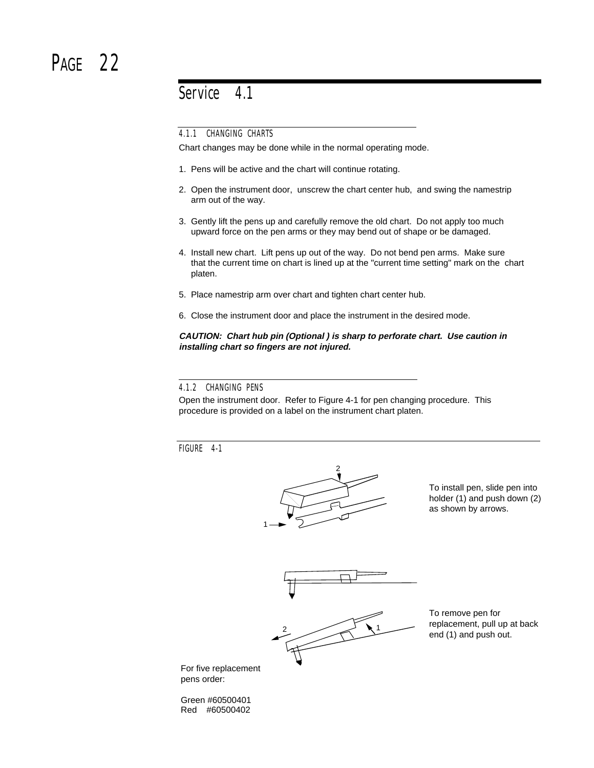## Service 4.1

### 4.1.1 CHANGING CHARTS

Chart changes may be done while in the normal operating mode.

1. Pens will be active and the chart will continue rotating.

2. Open the instrument door, unscrew the chart center hub, and swing the namestrip arm out of the way.

3. Gently lift the pens up and carefully remove the old chart. Do not apply too much upward force on the pen arms or they may bend out of shape or be damaged.

4. Install new chart. Lift pens up out of the way. Do not bend pen arms. Make sure that the current time on chart is lined up at the "current time setting" mark on the chart platen.

5. Place namestrip arm over chart and tighten chart center hub.

6. Close the instrument door and place the instrument in the desired mode.

***CAUTION: Chart hub pin (Optional ) is sharp to perforate chart. Use caution in installing chart so fingers are not injured.***

### 4.1.2 CHANGING PENS

Open the instrument door. Refer to Figure 4-1 for pen changing procedure. This procedure is provided on a label on the instrument chart platen.

FIGURE 4-1

To install pen, slide pen into holder (1) and push down (2) as shown by arrows.

To remove pen for replacement, pull up at back end (1) and push out.

For five replacement pens order:

Green #60500401
Red #60500402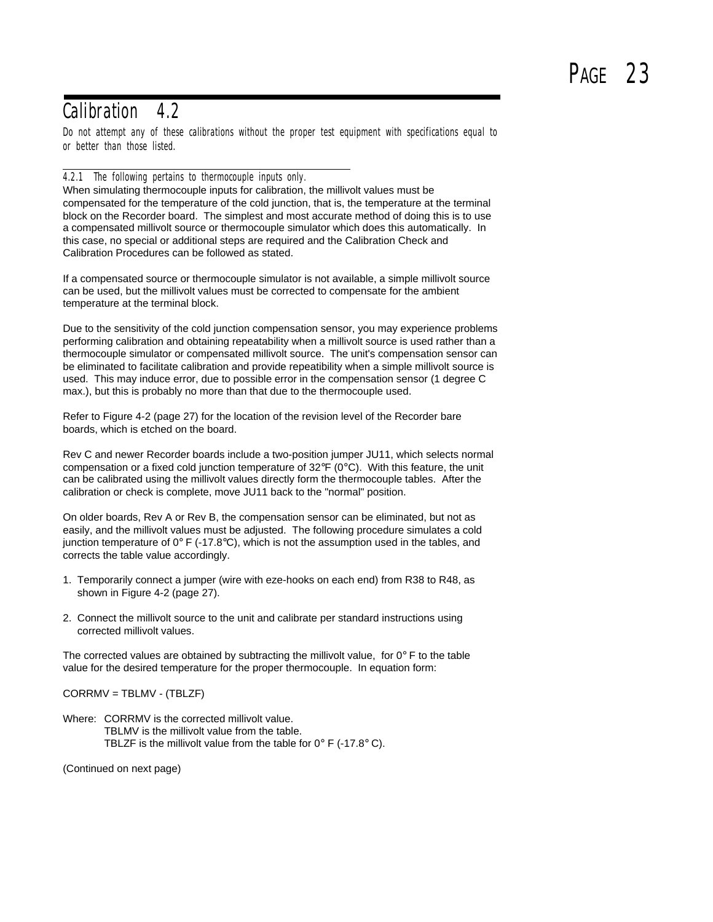# Calibration 4.2

*Do not attempt any of these calibrations without the proper test equipment with specifications equal to or better than those listed.*

### 4.2.1 The following pertains to thermocouple inputs only.

When simulating thermocouple inputs for calibration, the millivolt values must be compensated for the temperature of the cold junction, that is, the temperature at the terminal block on the Recorder board. The simplest and most accurate method of doing this is to use a compensated millivolt source or thermocouple simulator which does this automatically. In this case, no special or additional steps are required and the Calibration Check and Calibration Procedures can be followed as stated.

If a compensated source or thermocouple simulator is not available, a simple millivolt source can be used, but the millivolt values must be corrected to compensate for the ambient temperature at the terminal block.

Due to the sensitivity of the cold junction compensation sensor, you may experience problems performing calibration and obtaining repeatability when a millivolt source is used rather than a thermocouple simulator or compensated millivolt source. The unit's compensation sensor can be eliminated to facilitate calibration and provide repeatibility when a simple millivolt source is used. This may induce error, due to possible error in the compensation sensor (1 degree C max.), but this is probably no more than that due to the thermocouple used.

Refer to Figure 4-2 (page 27) for the location of the revision level of the Recorder bare boards, which is etched on the board.

Rev C and newer Recorder boards include a two-position jumper JU11, which selects normal compensation or a fixed cold junction temperature of 32°F (0°C). With this feature, the unit can be calibrated using the millivolt values directly form the thermocouple tables. After the calibration or check is complete, move JU11 back to the "normal" position.

On older boards, Rev A or Rev B, the compensation sensor can be eliminated, but not as easily, and the millivolt values must be adjusted. The following procedure simulates a cold junction temperature of 0° F (-17.8°C), which is not the assumption used in the tables, and corrects the table value accordingly.

1. Temporarily connect a jumper (wire with eze-hooks on each end) from R38 to R48, as shown in Figure 4-2 (page 27).

2. Connect the millivolt source to the unit and calibrate per standard instructions using corrected millivolt values.

The corrected values are obtained by subtracting the millivolt value, for 0° F to the table value for the desired temperature for the proper thermocouple. In equation form:

CORRMV = TBLMV - (TBLZF)

Where: CORRMV is the corrected millivolt value.
TBLMV is the millivolt value from the table.
TBLZF is the millivolt value from the table for 0° F (-17.8° C).

(Continued on next page)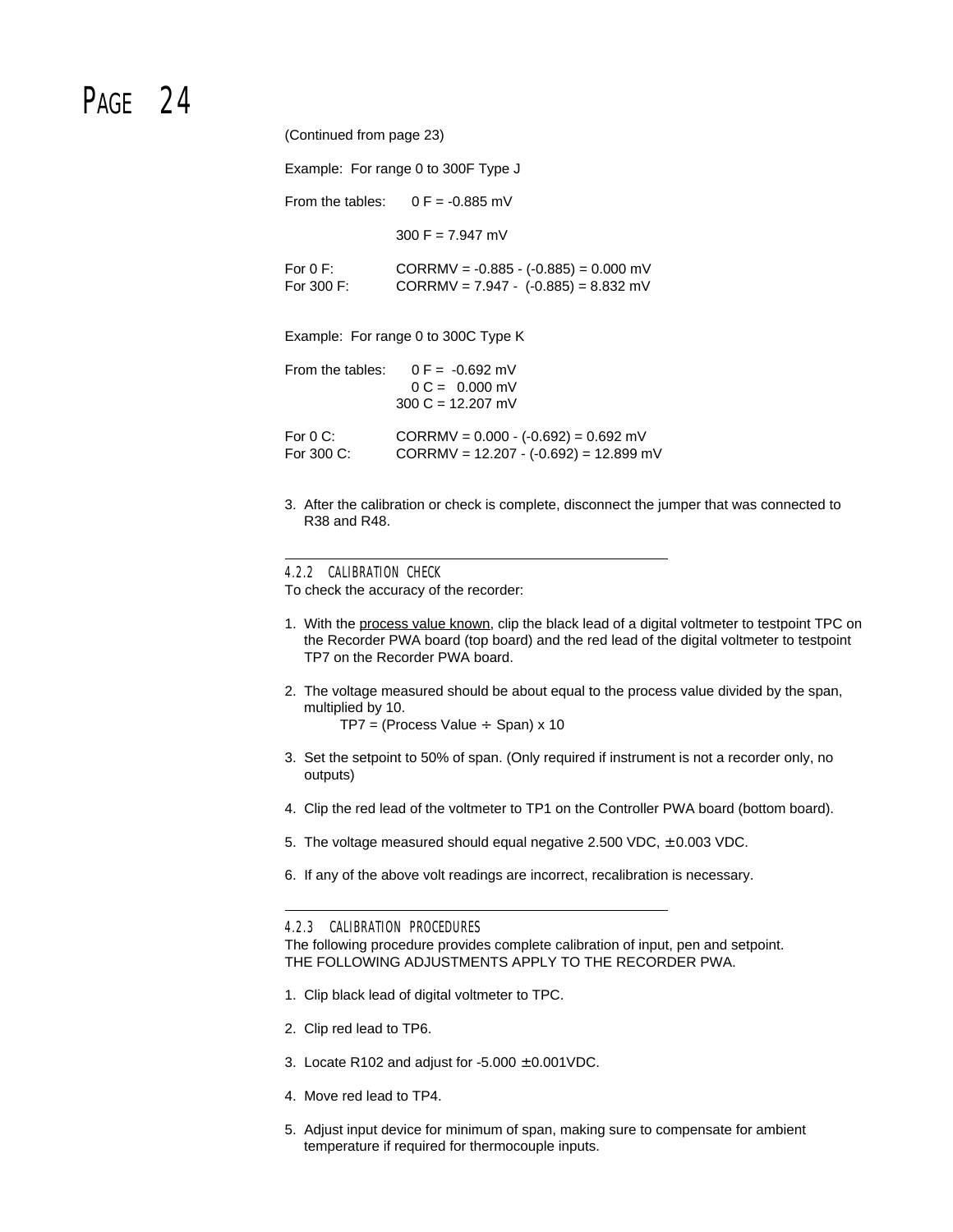(Continued from page 23)

Example: For range 0 to 300F Type J

From the tables: 0 F = -0.885 mV

300 F = 7.947 mV

For 0 F: CORRMV = -0.885 - (-0.885) = 0.000 mV
For 300 F: CORRMV = 7.947 - (-0.885) = 8.832 mV

Example: For range 0 to 300C Type K

From the tables: 0 F = -0.692 mV
0 C = 0.000 mV
300 C = 12.207 mV

For 0 C: CORRMV = 0.000 - (-0.692) = 0.692 mV
For 300 C: CORRMV = 12.207 - (-0.692) = 12.899 mV

3. After the calibration or check is complete, disconnect the jumper that was connected to R38 and R48.

---

### 4.2.2 CALIBRATION CHECK

To check the accuracy of the recorder:

1. With the process value known, clip the black lead of a digital voltmeter to testpoint TPC on the Recorder PWA board (top board) and the red lead of the digital voltmeter to testpoint TP7 on the Recorder PWA board.

2. The voltage measured should be about equal to the process value divided by the span, multiplied by 10.
   TP7 = (Process Value ÷ Span) x 10

3. Set the setpoint to 50% of span. (Only required if instrument is not a recorder only, no outputs)

4. Clip the red lead of the voltmeter to TP1 on the Controller PWA board (bottom board).

5. The voltage measured should equal negative 2.500 VDC, ± 0.003 VDC.

6. If any of the above volt readings are incorrect, recalibration is necessary.

---

### 4.2.3 CALIBRATION PROCEDURES

The following procedure provides complete calibration of input, pen and setpoint.
THE FOLLOWING ADJUSTMENTS APPLY TO THE RECORDER PWA.

1. Clip black lead of digital voltmeter to TPC.

2. Clip red lead to TP6.

3. Locate R102 and adjust for -5.000 ± 0.001VDC.

4. Move red lead to TP4.

5. Adjust input device for minimum of span, making sure to compensate for ambient temperature if required for thermocouple inputs.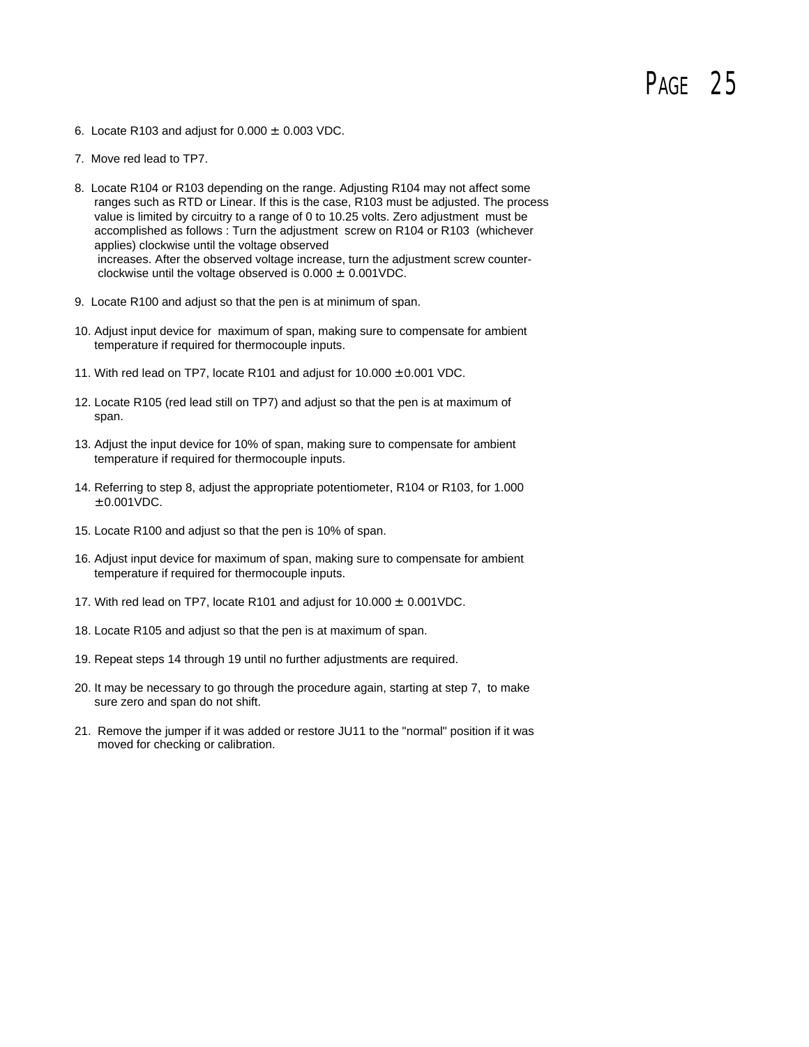6. Locate R103 and adjust for 0.000 ± 0.003 VDC.

7. Move red lead to TP7.

8. Locate R104 or R103 depending on the range. Adjusting R104 may not affect some ranges such as RTD or Linear. If this is the case, R103 must be adjusted. The process value is limited by circuitry to a range of 0 to 10.25 volts. Zero adjustment must be accomplished as follows : Turn the adjustment screw on R104 or R103 (whichever applies) clockwise until the voltage observed increases. After the observed voltage increase, turn the adjustment screw counter-clockwise until the voltage observed is 0.000 ± 0.001VDC.

9. Locate R100 and adjust so that the pen is at minimum of span.

10. Adjust input device for maximum of span, making sure to compensate for ambient temperature if required for thermocouple inputs.

11. With red lead on TP7, locate R101 and adjust for 10.000 ±0.001 VDC.

12. Locate R105 (red lead still on TP7) and adjust so that the pen is at maximum of span.

13. Adjust the input device for 10% of span, making sure to compensate for ambient temperature if required for thermocouple inputs.

14. Referring to step 8, adjust the appropriate potentiometer, R104 or R103, for 1.000 ±0.001VDC.

15. Locate R100 and adjust so that the pen is 10% of span.

16. Adjust input device for maximum of span, making sure to compensate for ambient temperature if required for thermocouple inputs.

17. With red lead on TP7, locate R101 and adjust for 10.000 ± 0.001VDC.

18. Locate R105 and adjust so that the pen is at maximum of span.

19. Repeat steps 14 through 19 until no further adjustments are required.

20. It may be necessary to go through the procedure again, starting at step 7, to make sure zero and span do not shift.

21. Remove the jumper if it was added or restore JU11 to the "normal" position if it was moved for checking or calibration.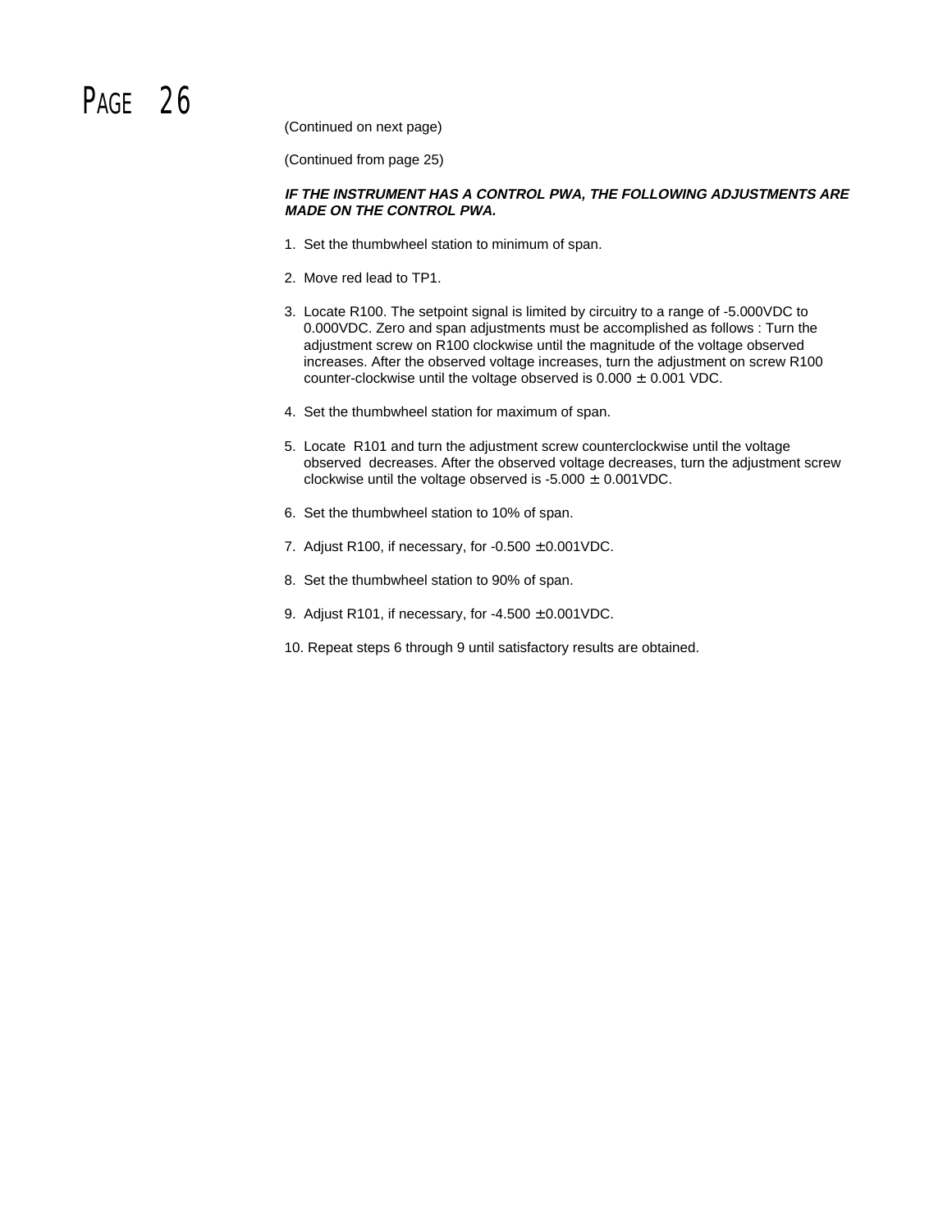(Continued on next page)

(Continued from page 25)

***IF THE INSTRUMENT HAS A CONTROL PWA, THE FOLLOWING ADJUSTMENTS ARE MADE ON THE CONTROL PWA.***

1. Set the thumbwheel station to minimum of span.

2. Move red lead to TP1.

3. Locate R100. The setpoint signal is limited by circuitry to a range of -5.000VDC to 0.000VDC. Zero and span adjustments must be accomplished as follows : Turn the adjustment screw on R100 clockwise until the magnitude of the voltage observed increases. After the observed voltage increases, turn the adjustment on screw R100 counter-clockwise until the voltage observed is 0.000 ± 0.001 VDC.

4. Set the thumbwheel station for maximum of span.

5. Locate R101 and turn the adjustment screw counterclockwise until the voltage observed decreases. After the observed voltage decreases, turn the adjustment screw clockwise until the voltage observed is -5.000 ± 0.001VDC.

6. Set the thumbwheel station to 10% of span.

7. Adjust R100, if necessary, for -0.500 ±0.001VDC.

8. Set the thumbwheel station to 90% of span.

9. Adjust R101, if necessary, for -4.500 ±0.001VDC.

10. Repeat steps 6 through 9 until satisfactory results are obtained.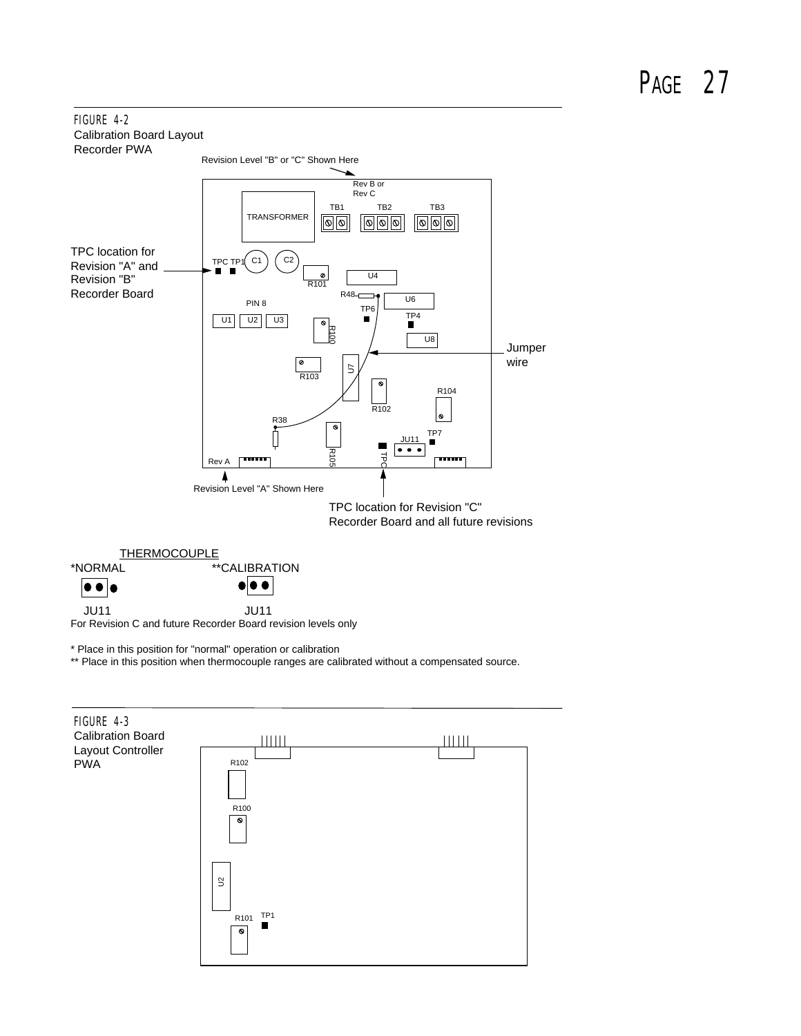FIGURE 4-2
Calibration Board Layout
Recorder PWA

Revision Level "B" or "C" Shown Here

Rev B or
Rev C

TB1 TB2 TB3

TRANSFORMER

TPC location for Revision "A" and Revision "B" Recorder Board

TPC TP1 C1 C2

R101 U4

R48 U6

PIN 8 TP6 TP4

U1 U2 U3 R100 U8

Jumper wire

R103 U7

R102 R104

R38

JU11 TP7

Rev A R105 TPC

Revision Level "A" Shown Here

TPC location for Revision "C" Recorder Board and all future revisions

THERMOCOUPLE

*NORMAL **CALIBRATION

JU11 JU11

For Revision C and future Recorder Board revision levels only

* Place in this position for "normal" operation or calibration
** Place in this position when thermocouple ranges are calibrated without a compensated source.

FIGURE 4-3
Calibration Board Layout Controller PWA

R102

R100

U2

R101 TP1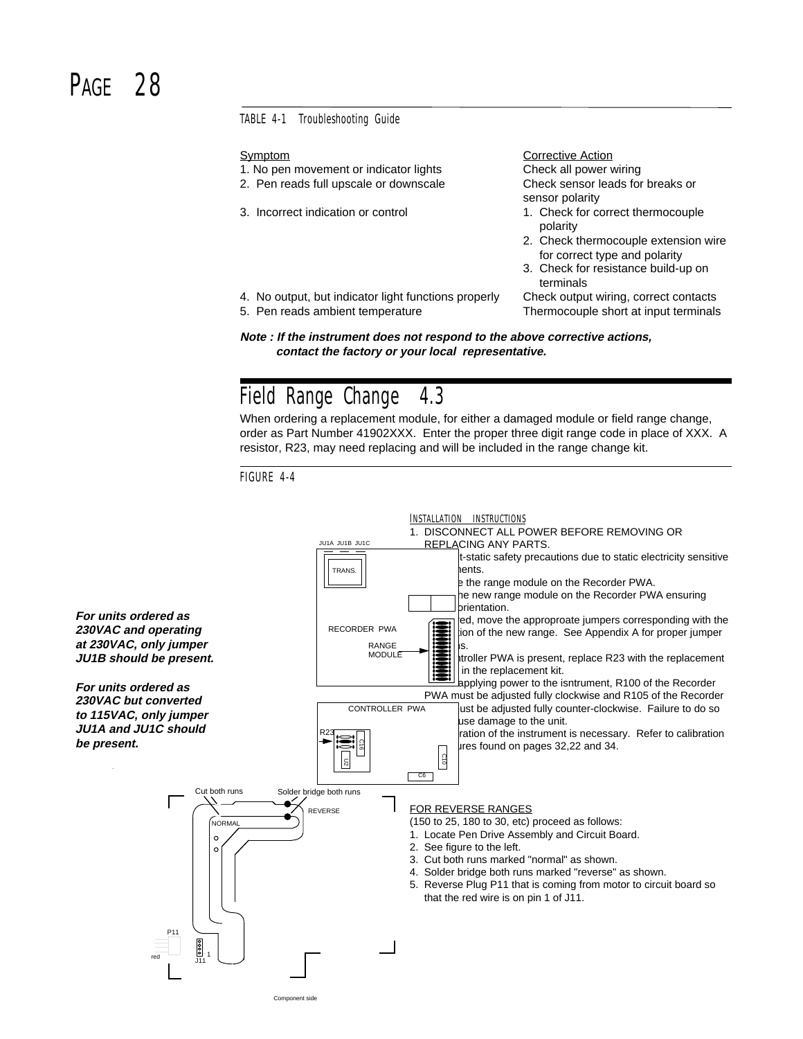TABLE 4-1 Troubleshooting Guide

| Symptom | Corrective Action |
|---|---|
| 1. No pen movement or indicator lights | Check all power wiring |
| 2. Pen reads full upscale or downscale | Check sensor leads for breaks or sensor polarity |
| 3. Incorrect indication or control | 1. Check for correct thermocouple polarity<br>2. Check thermocouple extension wire for correct type and polarity<br>3. Check for resistance build-up on terminals |
| 4. No output, but indicator light functions properly | Check output wiring, correct contacts |
| 5. Pen reads ambient temperature | Thermocouple short at input terminals |

***Note : If the instrument does not respond to the above corrective actions, contact the factory or your local representative.***

## Field Range Change 4.3

When ordering a replacement module, for either a damaged module or field range change, order as Part Number 41902XXX. Enter the proper three digit range code in place of XXX. A resistor, R23, may need replacing and will be included in the range change kit.

FIGURE 4-4

***For units ordered as 230VAC and operating at 230VAC, only jumper JU1B should be present.***

***For units ordered as 230VAC but converted to 115VAC, only jumper JU1A and JU1C should be present.***

JU1A JU1B JU1C

TRANS.

RECORDER PWA

RANGE MODULE

CONTROLLER PWA

R23

C16 U2 C10 C6

INSTALLATION INSTRUCTIONS

1. DISCONNECT ALL POWER BEFORE REMOVING OR REPLACING ANY PARTS.
2. ...t-static safety precautions due to static electricity sensitive ...nents.
3. ...e the range module on the Recorder PWA.
4. ...he new range module on the Recorder PWA ensuring ...orientation.
5. ...ed, move the approproate jumpers corresponding with the ...ion of the new range. See Appendix A for proper jumper ...s.
6. ...ntroller PWA is present, replace R23 with the replacement ... in the replacement kit.
7. ...applying power to the isntrument, R100 of the Recorder PWA must be adjusted fully clockwise and R105 of the Recorder ...ust be adjusted fully counter-clockwise. Failure to do so ...use damage to the unit.
8. ...ration of the instrument is necessary. Refer to calibration ...ures found on pages 32,22 and 34.

Cut both runs

Solder bridge both runs

REVERSE

NORMAL

P11

red

J11 1

Component side

FOR REVERSE RANGES

(150 to 25, 180 to 30, etc) proceed as follows:

1. Locate Pen Drive Assembly and Circuit Board.
2. See figure to the left.
3. Cut both runs marked "normal" as shown.
4. Solder bridge both runs marked "reverse" as shown.
5. Reverse Plug P11 that is coming from motor to circuit board so that the red wire is on pin 1 of J11.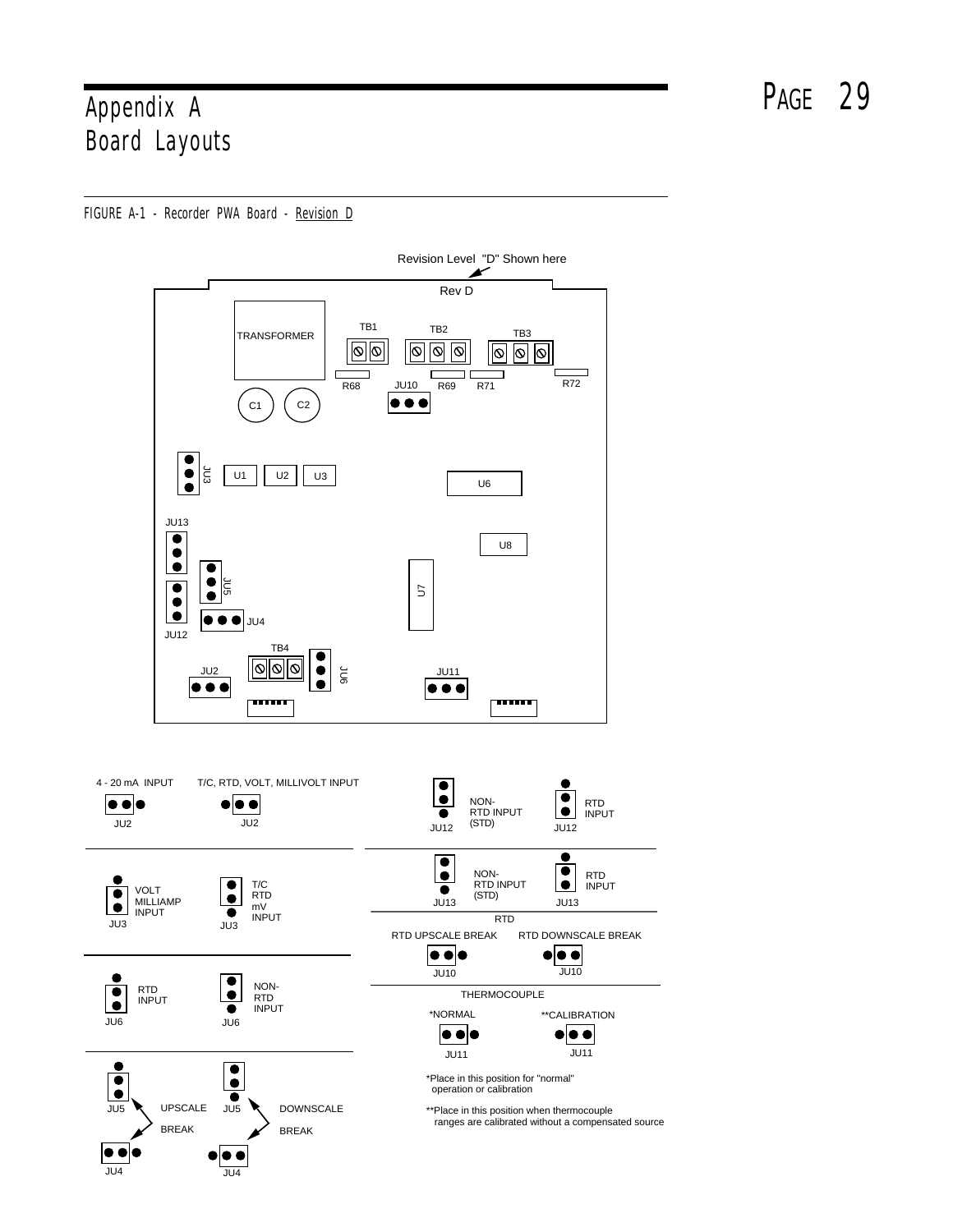# Appendix A
# Board Layouts

FIGURE A-1 - Recorder PWA Board - Revision D

Revision Level "D" Shown here

Rev D

TRANSFORMER

TB1 TB2 TB3

R68 JU10 R69 R71 R72

C1 C2

JU3 U1 U2 U3 U6

JU13

U8

JU5

U7

JU4

JU12

TB4

JU2 JU6 JU11

4 - 20 mA INPUT — JU2

T/C, RTD, VOLT, MILLIVOLT INPUT — JU2

VOLT MILLIAMP INPUT — JU3

T/C RTD mV INPUT — JU3

RTD INPUT — JU6

NON-RTD INPUT — JU6

JU5 / JU4 — UPSCALE BREAK

JU5 / JU4 — DOWNSCALE BREAK

NON-RTD INPUT (STD) — JU12

RTD INPUT — JU12

NON-RTD INPUT (STD) — JU13

RTD INPUT — JU13

RTD

RTD UPSCALE BREAK — JU10

RTD DOWNSCALE BREAK — JU10

THERMOCOUPLE

*NORMAL — JU11

**CALIBRATION — JU11

*Place in this position for "normal" operation or calibration

**Place in this position when thermocouple ranges are calibrated without a compensated source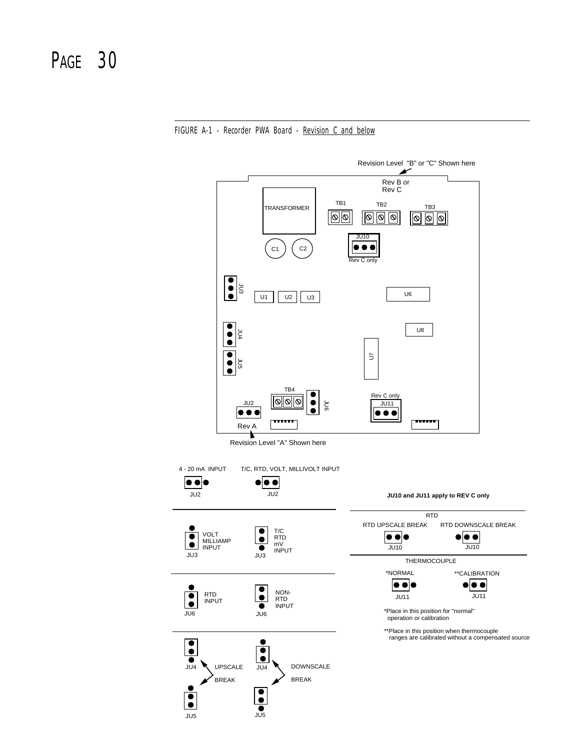FIGURE A-1 - Recorder PWA Board - Revision C and below

Revision Level "B" or "C" Shown here

Rev B or
Rev C

TRANSFORMER

TB1 TB2 TB3

JU10
Rev C only

C1 C2

JU3

U1 U2 U3

U6

JU4

U8

JU5

U7

TB4

JU2

JU6

Rev C only
JU11

Rev A

Revision Level "A" Shown here

4 - 20 mA INPUT — JU2

T/C, RTD, VOLT, MILLIVOLT INPUT — JU2

VOLT MILLIAMP INPUT — JU3

T/C RTD mV INPUT — JU3

RTD INPUT — JU6

NON-RTD INPUT — JU6

JU4, JU5 — UPSCALE BREAK

JU4, JU5 — DOWNSCALE BREAK

**JU10 and JU11 apply to REV C only**

RTD

RTD UPSCALE BREAK — JU10

RTD DOWNSCALE BREAK — JU10

THERMOCOUPLE

*NORMAL — JU11

**CALIBRATION — JU11

*Place in this position for "normal" operation or calibration

**Place in this position when thermocouple ranges are calibrated without a compensated source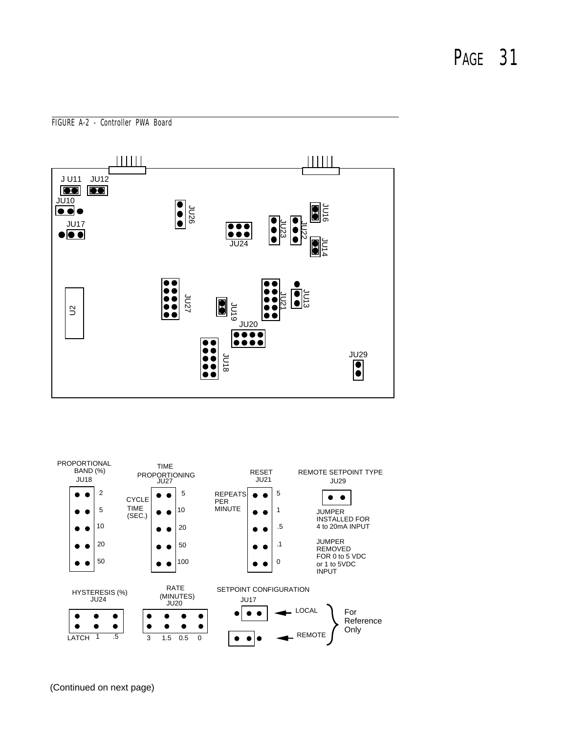FIGURE A-2 - Controller PWA Board

J U11 JU12

JU10

JU17

JU26

JU24

JU23

JU22

JU16

JU14

U2

JU27

JU19

JU21

JU13

JU20

JU18

JU29

**PROPORTIONAL BAND (%)** JU18

| Setting |
|---|
| 2 |
| 5 |
| 10 |
| 20 |
| 50 |

**TIME PROPORTIONING** JU27

CYCLE TIME (SEC.)

| Setting |
|---|
| 5 |
| 10 |
| 20 |
| 50 |
| 100 |

**RESET** JU21

REPEATS PER MINUTE

| Setting |
|---|
| 5 |
| 1 |
| .5 |
| .1 |
| 0 |

**REMOTE SETPOINT TYPE** JU29

JUMPER INSTALLED FOR 4 to 20mA INPUT

JUMPER REMOVED FOR 0 to 5 VDC or 1 to 5VDC INPUT

**HYSTERESIS (%)** JU24

LATCH 1 .5

**RATE (MINUTES)** JU20

3 1.5 0.5 0

**SETPOINT CONFIGURATION** JU17

LOCAL

REMOTE

For Reference Only

(Continued on next page)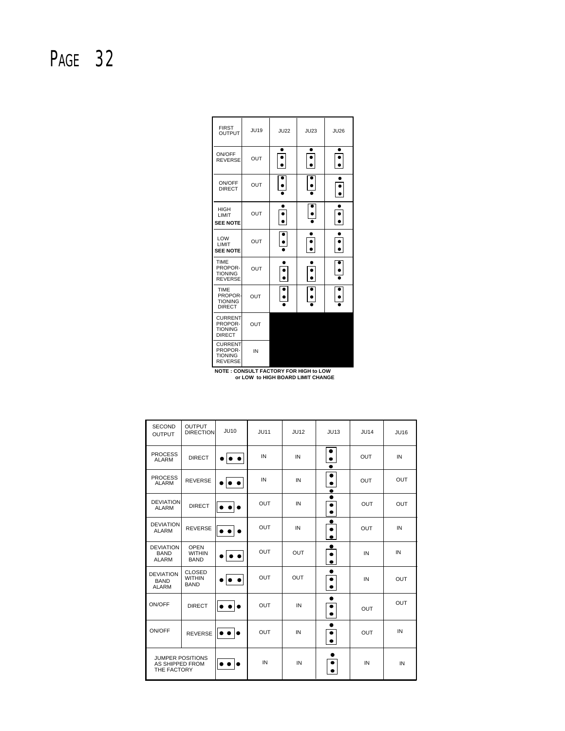| FIRST OUTPUT | JU19 | JU22 | JU23 | JU26 |
|---|---|---|---|---|
| ON/OFF REVERSE | OUT | •[••] | •[••] | •[••] |
| ON/OFF DIRECT | OUT | [••]• | [••]• | •[••] |
| HIGH LIMIT **SEE NOTE** | OUT | •[••] | [••]• | •[••] |
| LOW LIMIT **SEE NOTE** | OUT | [••]• | •[••] | •[••] |
| TIME PROPOR-TIONING REVERSE | OUT | •[••] | •[••] | [••]• |
| TIME PROPOR-TIONING DIRECT | OUT | [••]• | [••]• | [••]• |
| CURRENT PROPOR-TIONING DIRECT | OUT | | | |
| CURRENT PROPOR-TIONING REVERSE | IN | | | |

**NOTE : CONSULT FACTORY FOR HIGH to LOW or LOW to HIGH BOARD LIMIT CHANGE**

| SECOND OUTPUT | OUTPUT DIRECTION | JU10 | JU11 | JU12 | JU13 | JU14 | JU16 |
|---|---|---|---|---|---|---|---|
| PROCESS ALARM | DIRECT | •[••] | IN | IN | [••]• | OUT | IN |
| PROCESS ALARM | REVERSE | •[••] | IN | IN | [••]• | OUT | OUT |
| DEVIATION ALARM | DIRECT | [••]• | OUT | IN | •[••] | OUT | OUT |
| DEVIATION ALARM | REVERSE | [••]• | OUT | IN | •[••] | OUT | IN |
| DEVIATION BAND ALARM | OPEN WITHIN BAND | •[••] | OUT | OUT | •[••] | IN | IN |
| DEVIATION BAND ALARM | CLOSED WITHIN BAND | •[••] | OUT | OUT | •[••] | IN | OUT |
| ON/OFF | DIRECT | [••]• | OUT | IN | •[••] | OUT | OUT |
| ON/OFF | REVERSE | [••]• | OUT | IN | •[••] | OUT | IN |
| JUMPER POSITIONS AS SHIPPED FROM THE FACTORY | | [••]• | IN | IN | •[••] | IN | IN |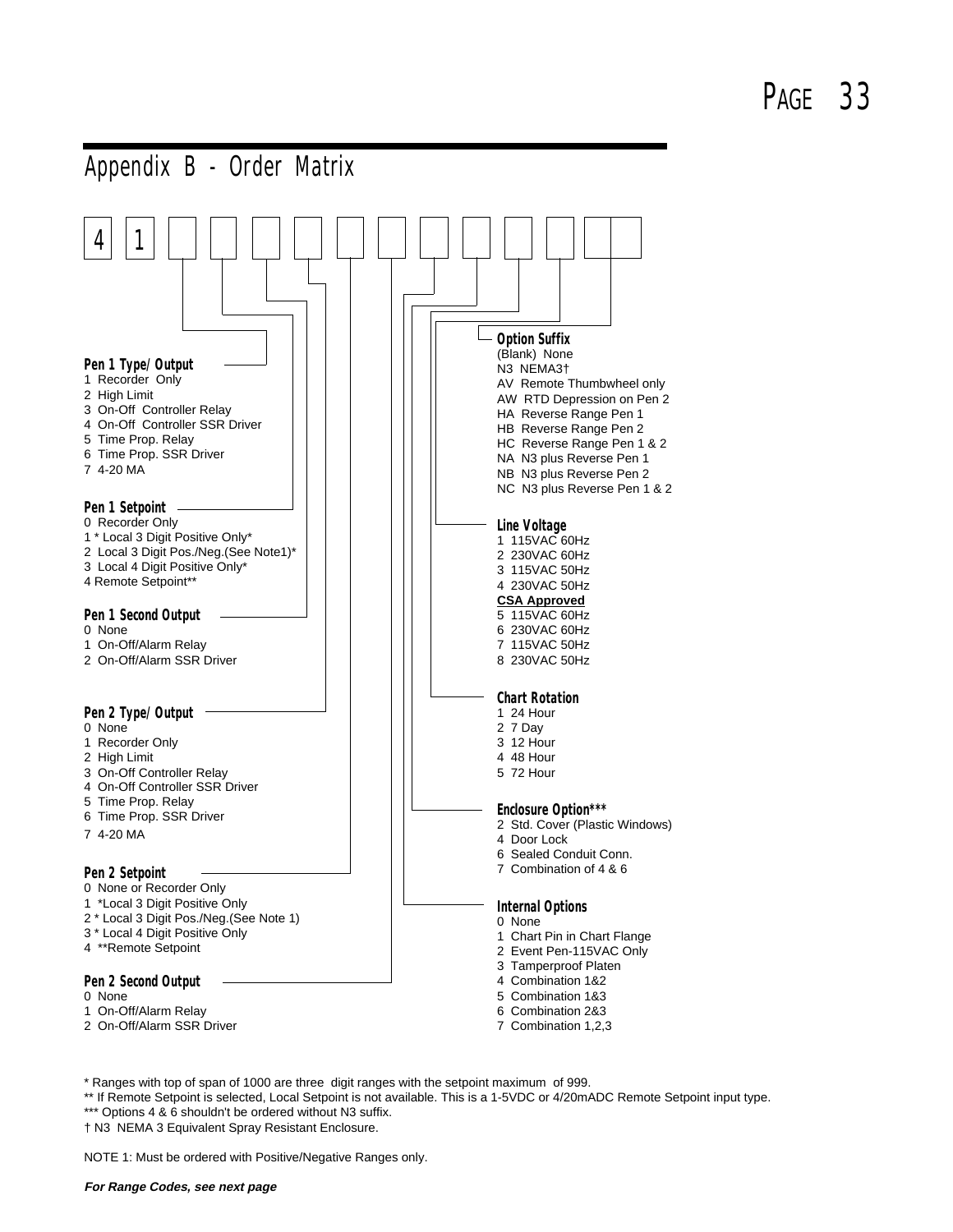# Appendix B - Order Matrix

4 1 ☐ ☐ ☐ ☐ ☐ ☐ ☐ ☐ ☐ ☐ ☐ ☐

### Pen 1 Type/ Output
1 Recorder Only
2 High Limit
3 On-Off Controller Relay
4 On-Off Controller SSR Driver
5 Time Prop. Relay
6 Time Prop. SSR Driver
7 4-20 MA

### Pen 1 Setpoint
0 Recorder Only
1 * Local 3 Digit Positive Only*
2 Local 3 Digit Pos./Neg.(See Note1)*
3 Local 4 Digit Positive Only*
4 Remote Setpoint**

### Pen 1 Second Output
0 None
1 On-Off/Alarm Relay
2 On-Off/Alarm SSR Driver

### Pen 2 Type/ Output
0 None
1 Recorder Only
2 High Limit
3 On-Off Controller Relay
4 On-Off Controller SSR Driver
5 Time Prop. Relay
6 Time Prop. SSR Driver
7 4-20 MA

### Pen 2 Setpoint
0 None or Recorder Only
1 *Local 3 Digit Positive Only
2 * Local 3 Digit Pos./Neg.(See Note 1)
3 * Local 4 Digit Positive Only
4 **Remote Setpoint

### Pen 2 Second Output
0 None
1 On-Off/Alarm Relay
2 On-Off/Alarm SSR Driver

### Internal Options
0 None
1 Chart Pin in Chart Flange
2 Event Pen-115VAC Only
3 Tamperproof Platen
4 Combination 1&2
5 Combination 1&3
6 Combination 2&3
7 Combination 1,2,3

### Enclosure Option***
2 Std. Cover (Plastic Windows)
4 Door Lock
6 Sealed Conduit Conn.
7 Combination of 4 & 6

### Chart Rotation
1 24 Hour
2 7 Day
3 12 Hour
4 48 Hour
5 72 Hour

### Line Voltage
1 115VAC 60Hz
2 230VAC 60Hz
3 115VAC 50Hz
4 230VAC 50Hz

**CSA Approved**
5 115VAC 60Hz
6 230VAC 60Hz
7 115VAC 50Hz
8 230VAC 50Hz

### Option Suffix
(Blank) None
N3 NEMA3†
AV Remote Thumbwheel only
AW RTD Depression on Pen 2
HA Reverse Range Pen 1
HB Reverse Range Pen 2
HC Reverse Range Pen 1 & 2
NA N3 plus Reverse Pen 1
NB N3 plus Reverse Pen 2
NC N3 plus Reverse Pen 1 & 2

* Ranges with top of span of 1000 are three digit ranges with the setpoint maximum of 999.
** If Remote Setpoint is selected, Local Setpoint is not available. This is a 1-5VDC or 4/20mADC Remote Setpoint input type.
*** Options 4 & 6 shouldn't be ordered without N3 suffix.
† N3 NEMA 3 Equivalent Spray Resistant Enclosure.

NOTE 1: Must be ordered with Positive/Negative Ranges only.

***For Range Codes, see next page***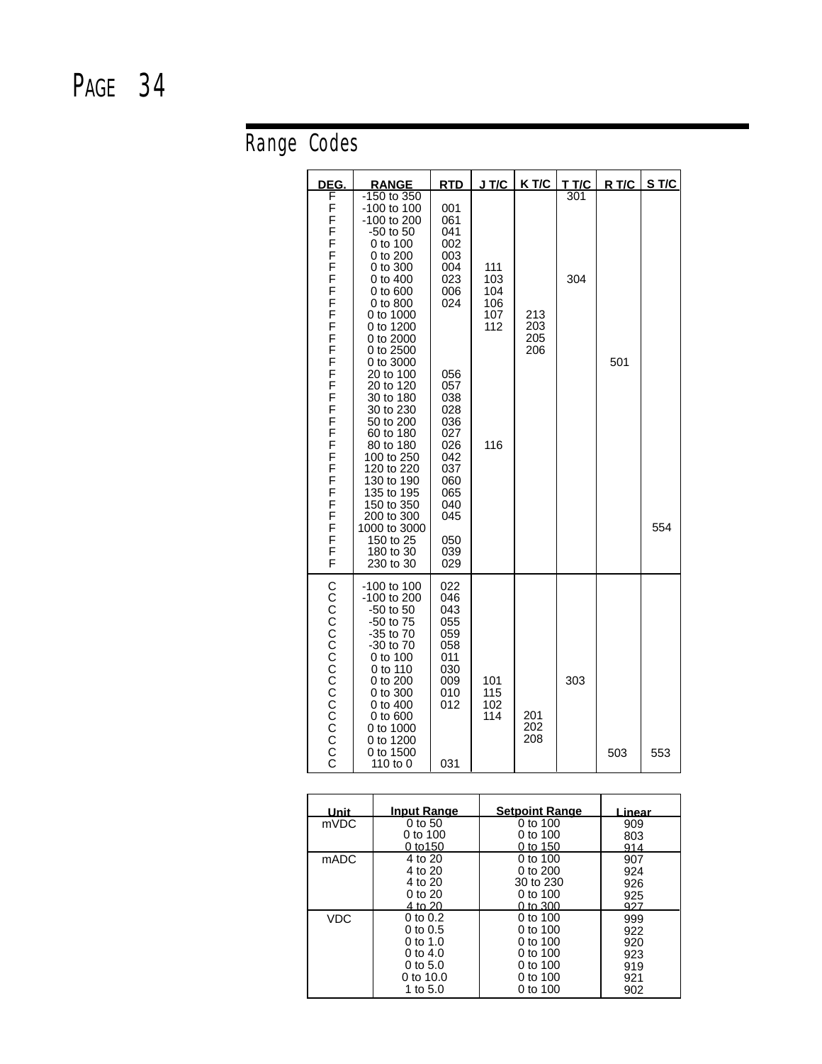## Range Codes

| DEG. | RANGE | RTD | J T/C | K T/C | T T/C | R T/C | S T/C |
|---|---|---|---|---|---|---|---|
| F | -150 to 350 | | | | 301 | | |
| F | -100 to 100 | 001 | | | | | |
| F | -100 to 200 | 061 | | | | | |
| F | -50 to 50 | 041 | | | | | |
| F | 0 to 100 | 002 | | | | | |
| F | 0 to 200 | 003 | | | | | |
| F | 0 to 300 | 004 | 111 | | | | |
| F | 0 to 400 | 023 | 103 | | 304 | | |
| F | 0 to 600 | 006 | 104 | | | | |
| F | 0 to 800 | 024 | 106 | | | | |
| F | 0 to 1000 | | 107 | 213 | | | |
| F | 0 to 1200 | | 112 | 203 | | | |
| F | 0 to 2000 | | | 205 | | | |
| F | 0 to 2500 | | | 206 | | | |
| F | 0 to 3000 | | | | | 501 | |
| F | 20 to 100 | 056 | | | | | |
| F | 20 to 120 | 057 | | | | | |
| F | 30 to 180 | 038 | | | | | |
| F | 30 to 230 | 028 | | | | | |
| F | 50 to 200 | 036 | | | | | |
| F | 60 to 180 | 027 | | | | | |
| F | 80 to 180 | 026 | 116 | | | | |
| F | 100 to 250 | 042 | | | | | |
| F | 120 to 220 | 037 | | | | | |
| F | 130 to 190 | 060 | | | | | |
| F | 135 to 195 | 065 | | | | | |
| F | 150 to 350 | 040 | | | | | |
| F | 200 to 300 | 045 | | | | | |
| F | 1000 to 3000 | | | | | | 554 |
| F | 150 to 25 | 050 | | | | | |
| F | 180 to 30 | 039 | | | | | |
| F | 230 to 30 | 029 | | | | | |
| C | -100 to 100 | 022 | | | | | |
| C | -100 to 200 | 046 | | | | | |
| C | -50 to 50 | 043 | | | | | |
| C | -50 to 75 | 055 | | | | | |
| C | -35 to 70 | 059 | | | | | |
| C | -30 to 70 | 058 | | | | | |
| C | 0 to 100 | 011 | | | | | |
| C | 0 to 110 | 030 | | | | | |
| C | 0 to 200 | 009 | 101 | | 303 | | |
| C | 0 to 300 | 010 | 115 | | | | |
| C | 0 to 400 | 012 | 102 | | | | |
| C | 0 to 600 | | 114 | 201 | | | |
| C | 0 to 1000 | | | 202 | | | |
| C | 0 to 1200 | | | 208 | | | |
| C | 0 to 1500 | | | | | 503 | 553 |
| C | 110 to 0 | 031 | | | | | |

| Unit | Input Range | Setpoint Range | Linear |
|---|---|---|---|
| mVDC | 0 to 50 | 0 to 100 | 909 |
| | 0 to 100 | 0 to 100 | 803 |
| | 0 to150 | 0 to 150 | 914 |
| mADC | 4 to 20 | 0 to 100 | 907 |
| | 4 to 20 | 0 to 200 | 924 |
| | 4 to 20 | 30 to 230 | 926 |
| | 0 to 20 | 0 to 100 | 925 |
| | 4 to 20 | 0 to 300 | 927 |
| VDC | 0 to 0.2 | 0 to 100 | 999 |
| | 0 to 0.5 | 0 to 100 | 922 |
| | 0 to 1.0 | 0 to 100 | 920 |
| | 0 to 4.0 | 0 to 100 | 923 |
| | 0 to 5.0 | 0 to 100 | 919 |
| | 0 to 10.0 | 0 to 100 | 921 |
| | 1 to 5.0 | 0 to 100 | 902 |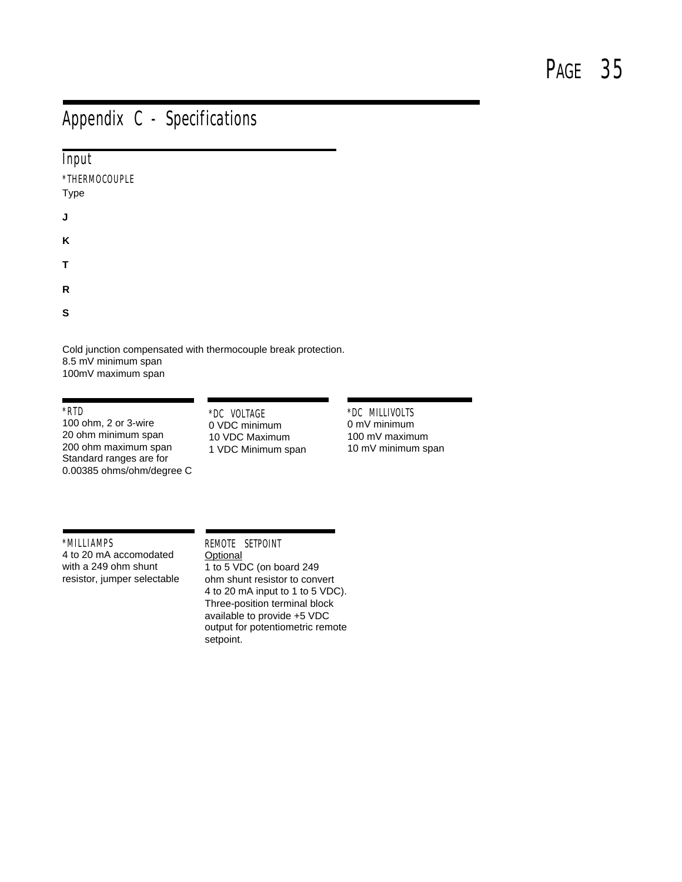# Appendix C - Specifications

## Input

### *THERMOCOUPLE

Type

**J**

**K**

**T**

**R**

**S**

Cold junction compensated with thermocouple break protection.
8.5 mV minimum span
100mV maximum span

### *RTD

100 ohm, 2 or 3-wire
20 ohm minimum span
200 ohm maximum span
Standard ranges are for
0.00385 ohms/ohm/degree C

### *DC VOLTAGE

0 VDC minimum
10 VDC Maximum
1 VDC Minimum span

### *DC MILLIVOLTS

0 mV minimum
100 mV maximum
10 mV minimum span

### *MILLIAMPS

4 to 20 mA accomodated
with a 249 ohm shunt
resistor, jumper selectable

### REMOTE SETPOINT

Optional
1 to 5 VDC (on board 249
ohm shunt resistor to convert
4 to 20 mA input to 1 to 5 VDC).
Three-position terminal block
available to provide +5 VDC
output for potentiometric remote
setpoint.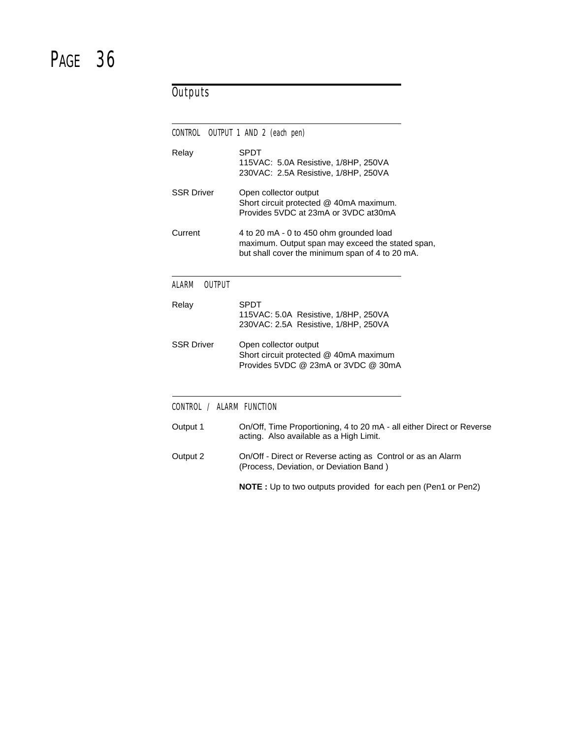## Outputs

### CONTROL OUTPUT 1 AND 2 (each pen)

| | |
|---|---|
| Relay | SPDT<br>115VAC: 5.0A Resistive, 1/8HP, 250VA<br>230VAC: 2.5A Resistive, 1/8HP, 250VA |
| SSR Driver | Open collector output<br>Short circuit protected @ 40mA maximum.<br>Provides 5VDC at 23mA or 3VDC at30mA |
| Current | 4 to 20 mA - 0 to 450 ohm grounded load maximum. Output span may exceed the stated span, but shall cover the minimum span of 4 to 20 mA. |

### ALARM OUTPUT

| | |
|---|---|
| Relay | SPDT<br>115VAC: 5.0A Resistive, 1/8HP, 250VA<br>230VAC: 2.5A Resistive, 1/8HP, 250VA |
| SSR Driver | Open collector output<br>Short circuit protected @ 40mA maximum<br>Provides 5VDC @ 23mA or 3VDC @ 30mA |

### CONTROL / ALARM FUNCTION

| | |
|---|---|
| Output 1 | On/Off, Time Proportioning, 4 to 20 mA - all either Direct or Reverse acting. Also available as a High Limit. |
| Output 2 | On/Off - Direct or Reverse acting as Control or as an Alarm (Process, Deviation, or Deviation Band ) |

**NOTE :** Up to two outputs provided for each pen (Pen1 or Pen2)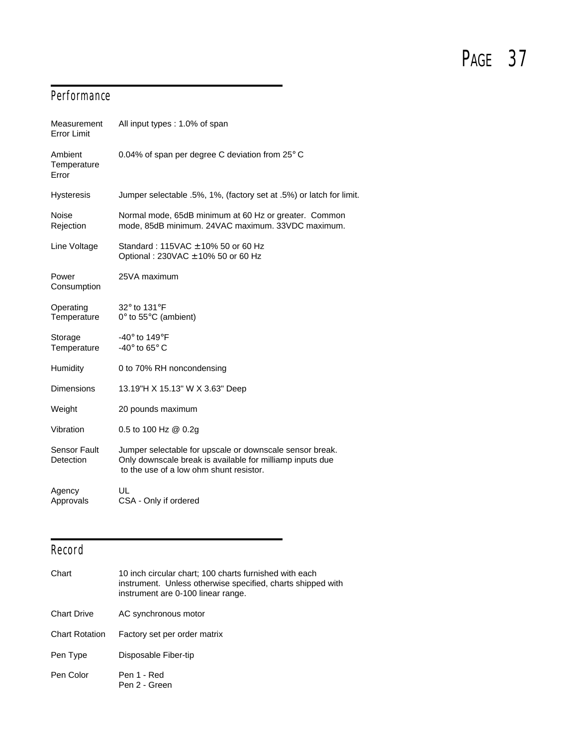## Performance

| | |
|---|---|
| Measurement Error Limit | All input types : 1.0% of span |
| Ambient Temperature Error | 0.04% of span per degree C deviation from 25° C |
| Hysteresis | Jumper selectable .5%, 1%, (factory set at .5%) or latch for limit. |
| Noise Rejection | Normal mode, 65dB minimum at 60 Hz or greater. Common mode, 85dB minimum. 24VAC maximum. 33VDC maximum. |
| Line Voltage | Standard : 115VAC ± 10% 50 or 60 Hz<br>Optional : 230VAC ± 10% 50 or 60 Hz |
| Power Consumption | 25VA maximum |
| Operating Temperature | 32° to 131°F<br>0° to 55°C (ambient) |
| Storage Temperature | -40° to 149°F<br>-40° to 65° C |
| Humidity | 0 to 70% RH noncondensing |
| Dimensions | 13.19"H X 15.13" W X 3.63" Deep |
| Weight | 20 pounds maximum |
| Vibration | 0.5 to 100 Hz @ 0.2g |
| Sensor Fault Detection | Jumper selectable for upscale or downscale sensor break. Only downscale break is available for milliamp inputs due to the use of a low ohm shunt resistor. |
| Agency Approvals | UL<br>CSA - Only if ordered |

## Record

| | |
|---|---|
| Chart | 10 inch circular chart; 100 charts furnished with each instrument. Unless otherwise specified, charts shipped with instrument are 0-100 linear range. |
| Chart Drive | AC synchronous motor |
| Chart Rotation | Factory set per order matrix |
| Pen Type | Disposable Fiber-tip |
| Pen Color | Pen 1 - Red<br>Pen 2 - Green |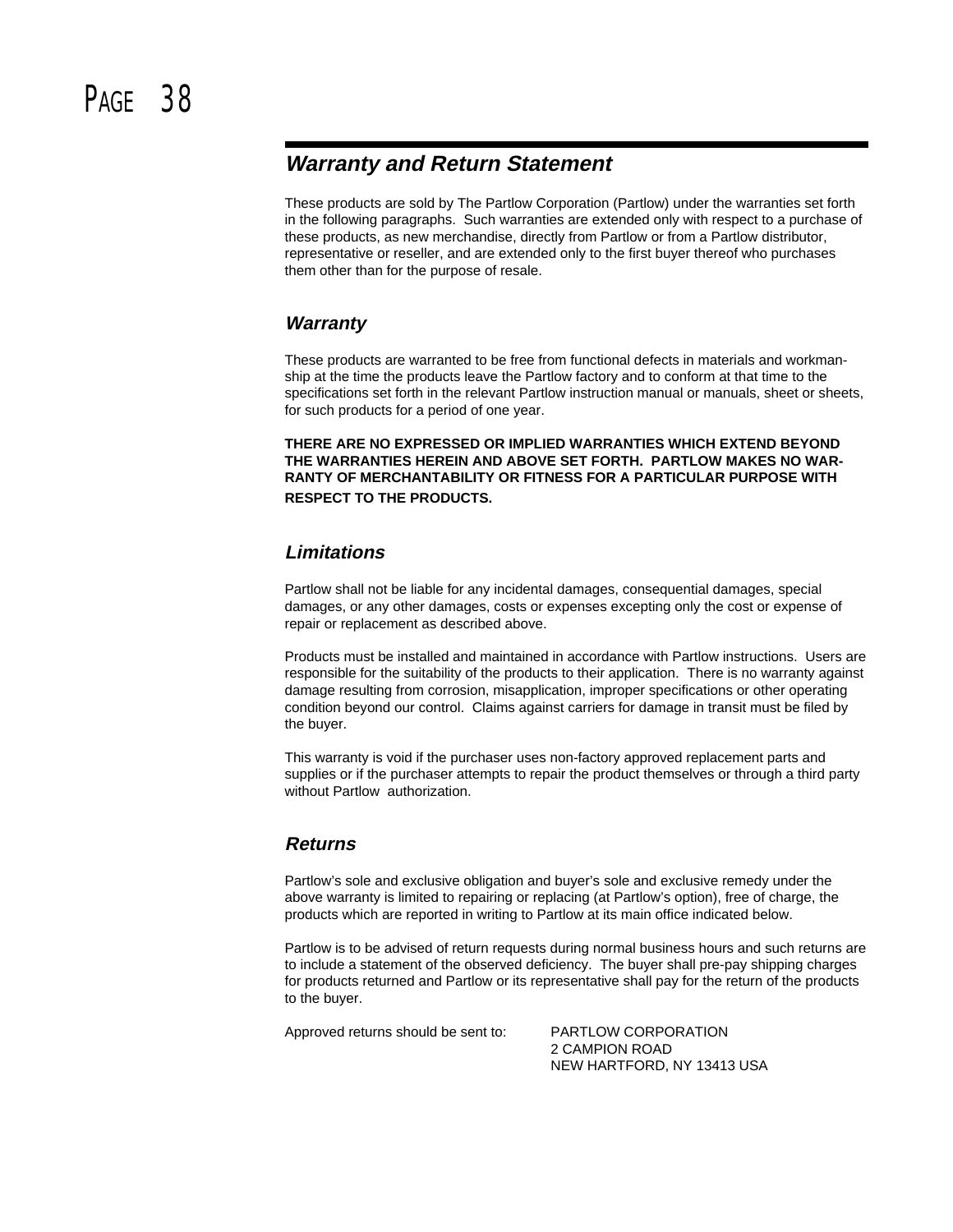## *Warranty and Return Statement*

These products are sold by The Partlow Corporation (Partlow) under the warranties set forth in the following paragraphs. Such warranties are extended only with respect to a purchase of these products, as new merchandise, directly from Partlow or from a Partlow distributor, representative or reseller, and are extended only to the first buyer thereof who purchases them other than for the purpose of resale.

### *Warranty*

These products are warranted to be free from functional defects in materials and workmanship at the time the products leave the Partlow factory and to conform at that time to the specifications set forth in the relevant Partlow instruction manual or manuals, sheet or sheets, for such products for a period of one year.

**THERE ARE NO EXPRESSED OR IMPLIED WARRANTIES WHICH EXTEND BEYOND THE WARRANTIES HEREIN AND ABOVE SET FORTH. PARTLOW MAKES NO WARRANTY OF MERCHANTABILITY OR FITNESS FOR A PARTICULAR PURPOSE WITH RESPECT TO THE PRODUCTS.**

### *Limitations*

Partlow shall not be liable for any incidental damages, consequential damages, special damages, or any other damages, costs or expenses excepting only the cost or expense of repair or replacement as described above.

Products must be installed and maintained in accordance with Partlow instructions. Users are responsible for the suitability of the products to their application. There is no warranty against damage resulting from corrosion, misapplication, improper specifications or other operating condition beyond our control. Claims against carriers for damage in transit must be filed by the buyer.

This warranty is void if the purchaser uses non-factory approved replacement parts and supplies or if the purchaser attempts to repair the product themselves or through a third party without Partlow authorization.

### *Returns*

Partlow's sole and exclusive obligation and buyer's sole and exclusive remedy under the above warranty is limited to repairing or replacing (at Partlow's option), free of charge, the products which are reported in writing to Partlow at its main office indicated below.

Partlow is to be advised of return requests during normal business hours and such returns are to include a statement of the observed deficiency. The buyer shall pre-pay shipping charges for products returned and Partlow or its representative shall pay for the return of the products to the buyer.

Approved returns should be sent to:

PARTLOW CORPORATION
2 CAMPION ROAD
NEW HARTFORD, NY 13413 USA